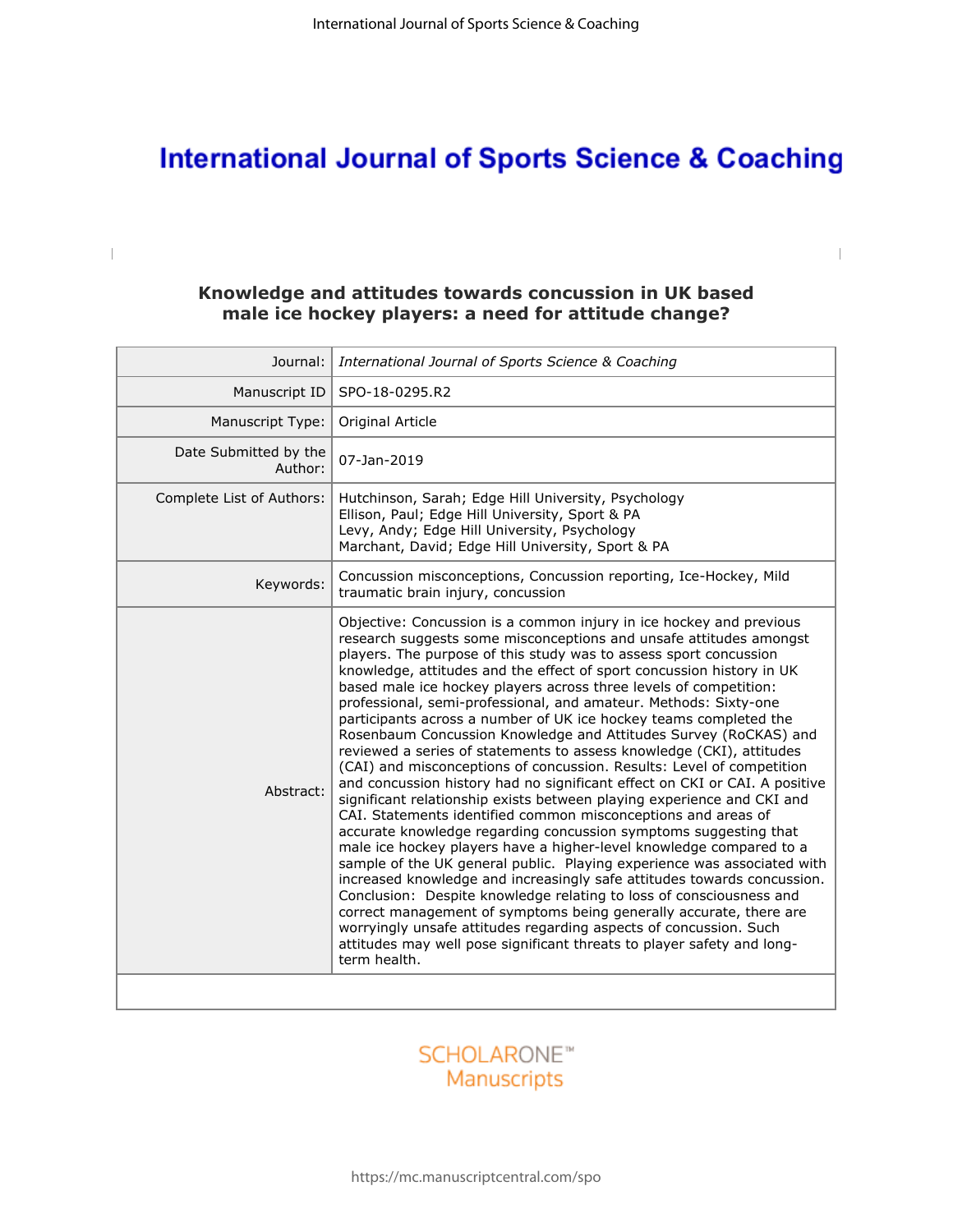# International Journal of Sports Science & Coaching

## Knowledge and attitudes towards concussion in UK based male ice hockey players: a need for attitude change?

| | |
|---|---|
| Journal: | *International Journal of Sports Science & Coaching* |
| Manuscript ID | SPO-18-0295.R2 |
| Manuscript Type: | Original Article |
| Date Submitted by the Author: | 07-Jan-2019 |
| Complete List of Authors: | Hutchinson, Sarah; Edge Hill University, Psychology<br>Ellison, Paul; Edge Hill University, Sport & PA<br>Levy, Andy; Edge Hill University, Psychology<br>Marchant, David; Edge Hill University, Sport & PA |
| Keywords: | Concussion misconceptions, Concussion reporting, Ice-Hockey, Mild traumatic brain injury, concussion |
| Abstract: | Objective: Concussion is a common injury in ice hockey and previous research suggests some misconceptions and unsafe attitudes amongst players. The purpose of this study was to assess sport concussion knowledge, attitudes and the effect of sport concussion history in UK based male ice hockey players across three levels of competition: professional, semi-professional, and amateur. Methods: Sixty-one participants across a number of UK ice hockey teams completed the Rosenbaum Concussion Knowledge and Attitudes Survey (RoCKAS) and reviewed a series of statements to assess knowledge (CKI), attitudes (CAI) and misconceptions of concussion. Results: Level of competition and concussion history had no significant effect on CKI or CAI. A positive significant relationship exists between playing experience and CKI and CAI. Statements identified common misconceptions and areas of accurate knowledge regarding concussion symptoms suggesting that male ice hockey players have a higher-level knowledge compared to a sample of the UK general public. Playing experience was associated with increased knowledge and increasingly safe attitudes towards concussion. Conclusion: Despite knowledge relating to loss of consciousness and correct management of symptoms being generally accurate, there are worryingly unsafe attitudes regarding aspects of concussion. Such attitudes may well pose significant threats to player safety and long-term health. |

SCHOLARONE™ Manuscripts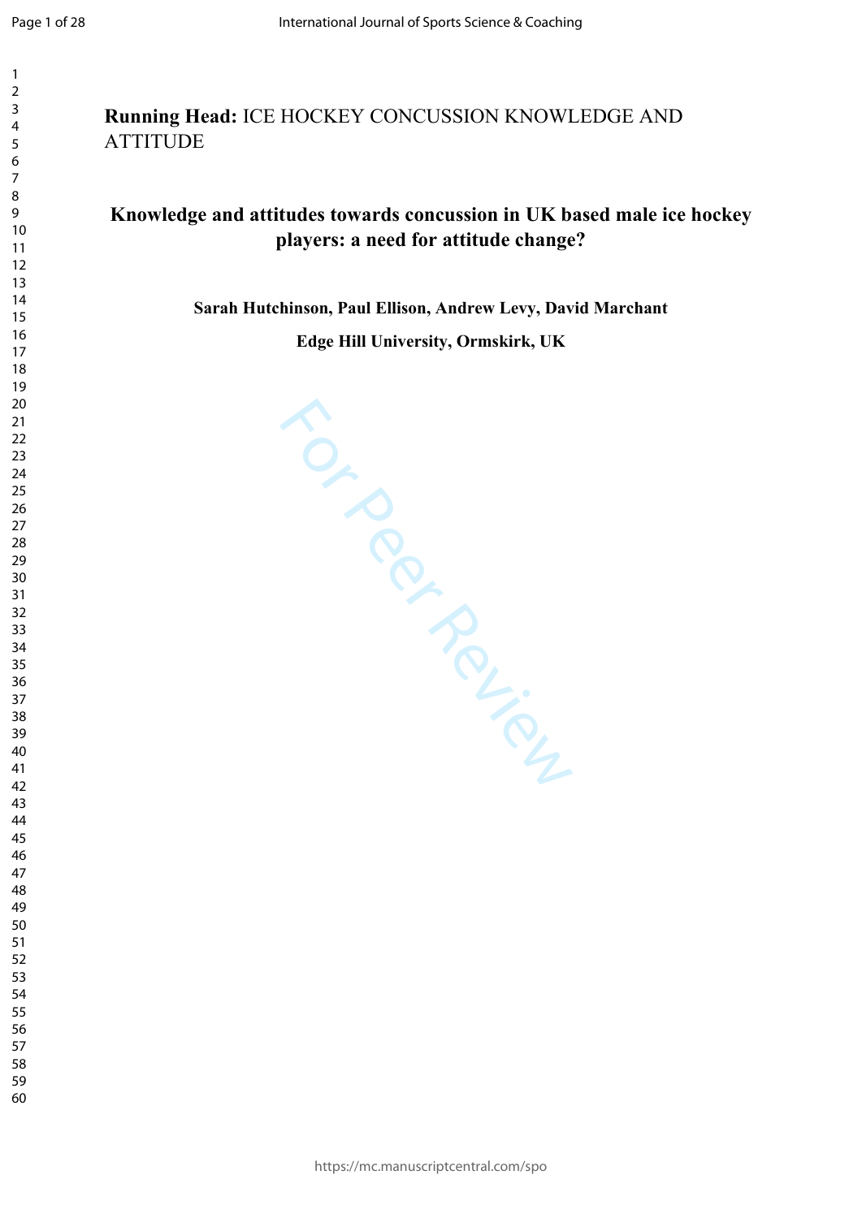**Running Head:** ICE HOCKEY CONCUSSION KNOWLEDGE AND ATTITUDE

# Knowledge and attitudes towards concussion in UK based male ice hockey players: a need for attitude change?

**Sarah Hutchinson, Paul Ellison, Andrew Levy, David Marchant**

**Edge Hill University, Ormskirk, UK**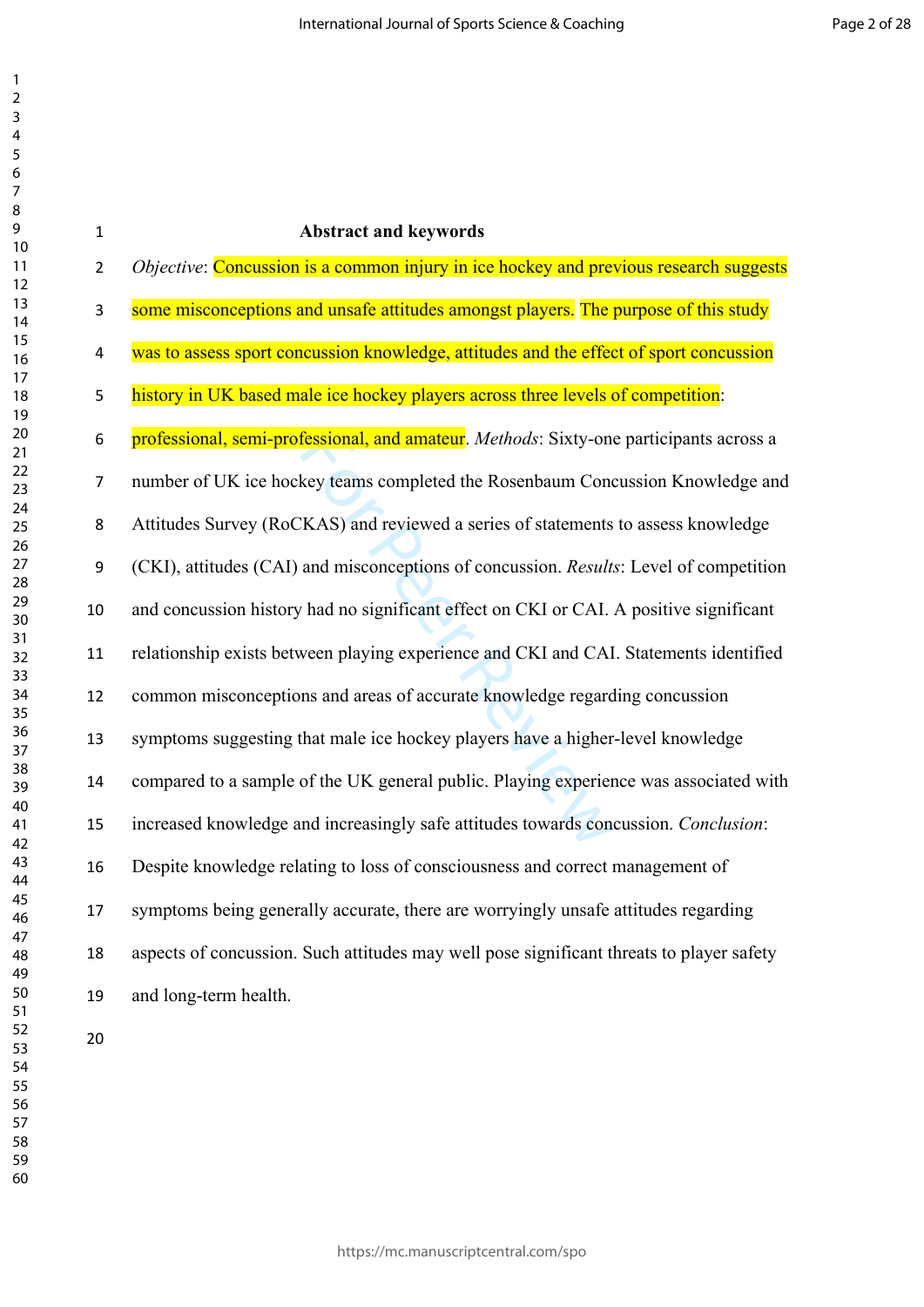**Abstract and keywords**

*Objective*: Concussion is a common injury in ice hockey and previous research suggests some misconceptions and unsafe attitudes amongst players. The purpose of this study was to assess sport concussion knowledge, attitudes and the effect of sport concussion history in UK based male ice hockey players across three levels of competition: professional, semi-professional, and amateur. *Methods*: Sixty-one participants across a number of UK ice hockey teams completed the Rosenbaum Concussion Knowledge and Attitudes Survey (RoCKAS) and reviewed a series of statements to assess knowledge (CKI), attitudes (CAI) and misconceptions of concussion. *Results*: Level of competition and concussion history had no significant effect on CKI or CAI. A positive significant relationship exists between playing experience and CKI and CAI. Statements identified common misconceptions and areas of accurate knowledge regarding concussion symptoms suggesting that male ice hockey players have a higher-level knowledge compared to a sample of the UK general public. Playing experience was associated with increased knowledge and increasingly safe attitudes towards concussion. *Conclusion*: Despite knowledge relating to loss of consciousness and correct management of symptoms being generally accurate, there are worryingly unsafe attitudes regarding aspects of concussion. Such attitudes may well pose significant threats to player safety and long-term health.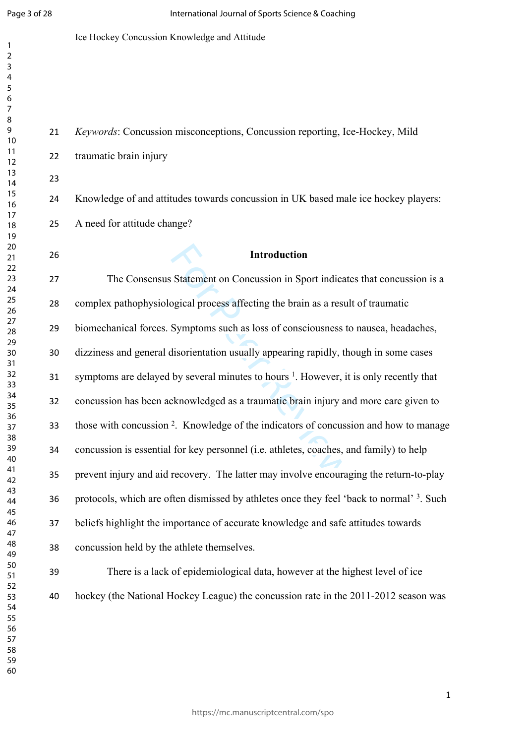*Keywords*: Concussion misconceptions, Concussion reporting, Ice-Hockey, Mild traumatic brain injury

Knowledge of and attitudes towards concussion in UK based male ice hockey players: A need for attitude change?

## Introduction

The Consensus Statement on Concussion in Sport indicates that concussion is a complex pathophysiological process affecting the brain as a result of traumatic biomechanical forces. Symptoms such as loss of consciousness to nausea, headaches, dizziness and general disorientation usually appearing rapidly, though in some cases symptoms are delayed by several minutes to hours [1]. However, it is only recently that concussion has been acknowledged as a traumatic brain injury and more care given to those with concussion [2]. Knowledge of the indicators of concussion and how to manage concussion is essential for key personnel (i.e. athletes, coaches, and family) to help prevent injury and aid recovery. The latter may involve encouraging the return-to-play protocols, which are often dismissed by athletes once they feel 'back to normal' [3]. Such beliefs highlight the importance of accurate knowledge and safe attitudes towards concussion held by the athlete themselves.

There is a lack of epidemiological data, however at the highest level of ice hockey (the National Hockey League) the concussion rate in the 2011-2012 season was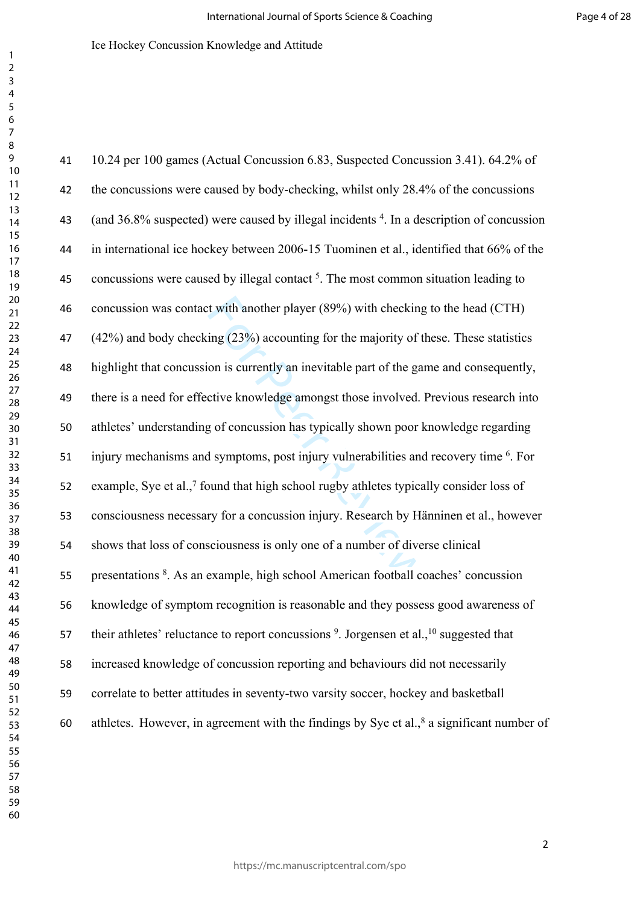10.24 per 100 games (Actual Concussion 6.83, Suspected Concussion 3.41). 64.2% of the concussions were caused by body-checking, whilst only 28.4% of the concussions (and 36.8% suspected) were caused by illegal incidents [4]. In a description of concussion in international ice hockey between 2006-15 Tuominen et al., identified that 66% of the concussions were caused by illegal contact [5]. The most common situation leading to concussion was contact with another player (89%) with checking to the head (CTH) (42%) and body checking (23%) accounting for the majority of these. These statistics highlight that concussion is currently an inevitable part of the game and consequently, there is a need for effective knowledge amongst those involved. Previous research into athletes' understanding of concussion has typically shown poor knowledge regarding injury mechanisms and symptoms, post injury vulnerabilities and recovery time [6]. For example, Sye et al.,[7] found that high school rugby athletes typically consider loss of consciousness necessary for a concussion injury. Research by Hänninen et al., however shows that loss of consciousness is only one of a number of diverse clinical presentations [8]. As an example, high school American football coaches' concussion knowledge of symptom recognition is reasonable and they possess good awareness of their athletes' reluctance to report concussions [9]. Jorgensen et al.,[10] suggested that increased knowledge of concussion reporting and behaviours did not necessarily correlate to better attitudes in seventy-two varsity soccer, hockey and basketball athletes. However, in agreement with the findings by Sye et al.,[8] a significant number of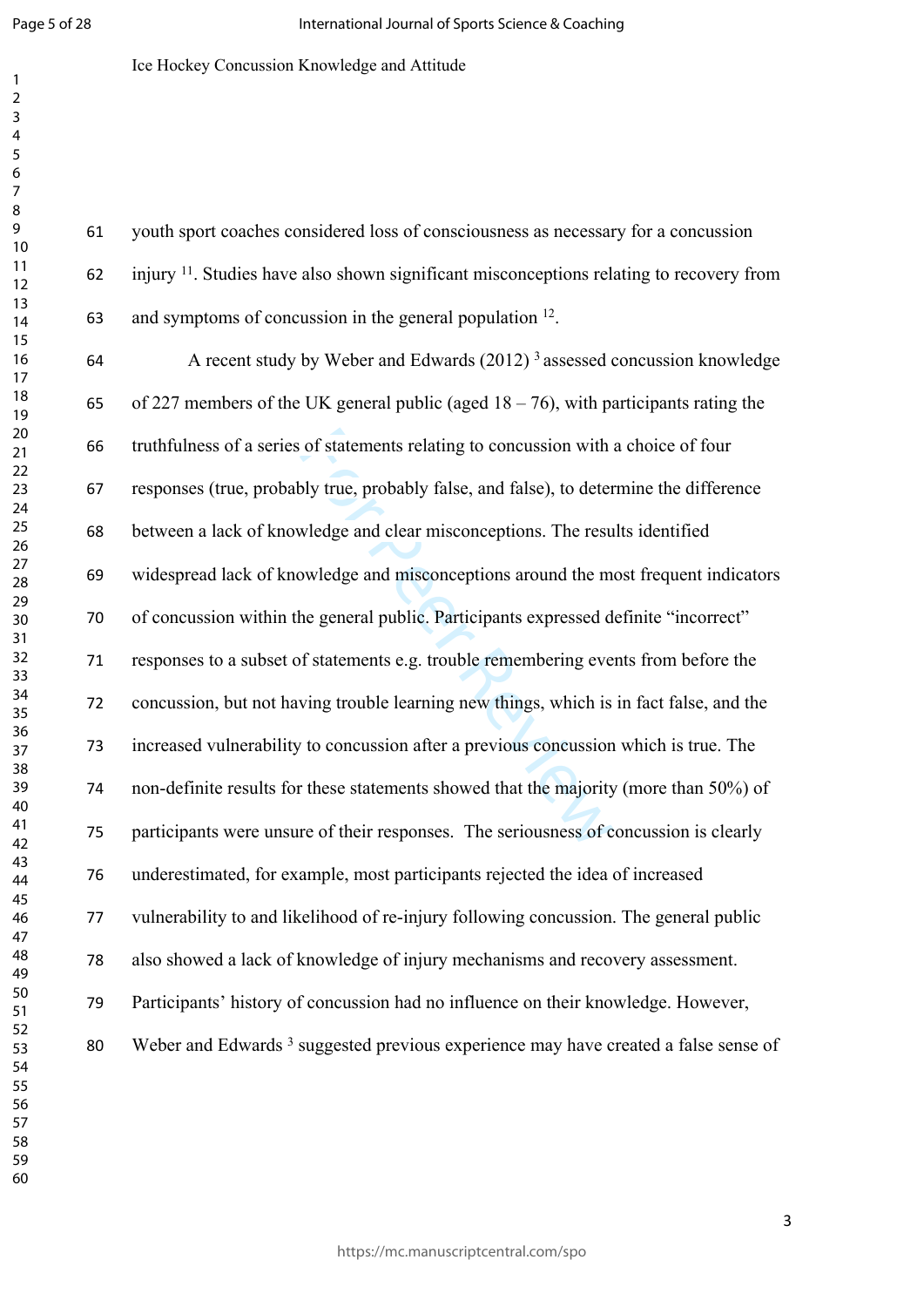youth sport coaches considered loss of consciousness as necessary for a concussion injury [11]. Studies have also shown significant misconceptions relating to recovery from and symptoms of concussion in the general population [12].

A recent study by Weber and Edwards (2012) [3] assessed concussion knowledge of 227 members of the UK general public (aged 18 – 76), with participants rating the truthfulness of a series of statements relating to concussion with a choice of four responses (true, probably true, probably false, and false), to determine the difference between a lack of knowledge and clear misconceptions. The results identified widespread lack of knowledge and misconceptions around the most frequent indicators of concussion within the general public. Participants expressed definite "incorrect" responses to a subset of statements e.g. trouble remembering events from before the concussion, but not having trouble learning new things, which is in fact false, and the increased vulnerability to concussion after a previous concussion which is true. The non-definite results for these statements showed that the majority (more than 50%) of participants were unsure of their responses. The seriousness of concussion is clearly underestimated, for example, most participants rejected the idea of increased vulnerability to and likelihood of re-injury following concussion. The general public also showed a lack of knowledge of injury mechanisms and recovery assessment. Participants' history of concussion had no influence on their knowledge. However, Weber and Edwards [3] suggested previous experience may have created a false sense of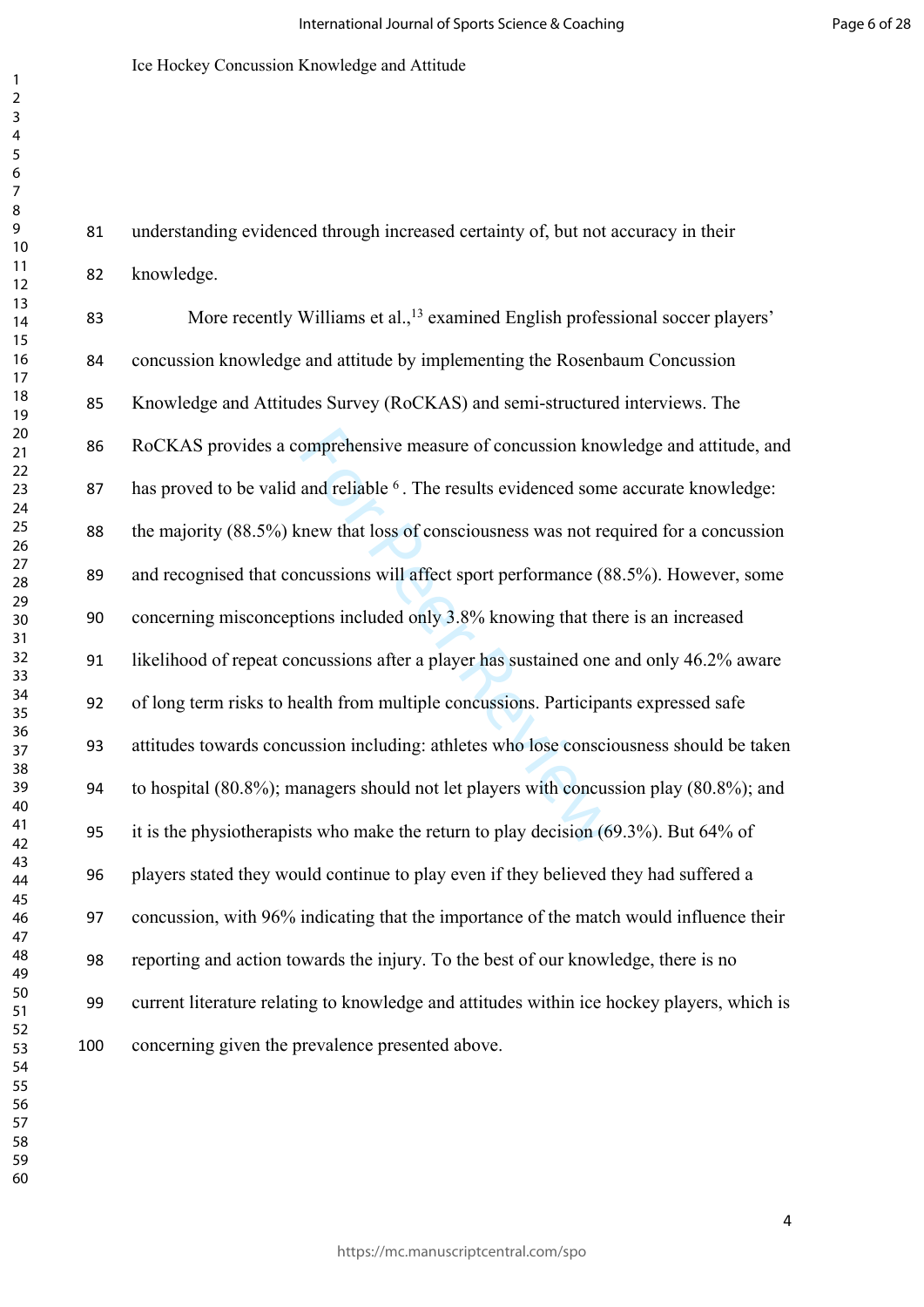understanding evidenced through increased certainty of, but not accuracy in their knowledge.

More recently Williams et al.,[13] examined English professional soccer players' concussion knowledge and attitude by implementing the Rosenbaum Concussion Knowledge and Attitudes Survey (RoCKAS) and semi-structured interviews. The RoCKAS provides a comprehensive measure of concussion knowledge and attitude, and has proved to be valid and reliable [6]. The results evidenced some accurate knowledge: the majority (88.5%) knew that loss of consciousness was not required for a concussion and recognised that concussions will affect sport performance (88.5%). However, some concerning misconceptions included only 3.8% knowing that there is an increased likelihood of repeat concussions after a player has sustained one and only 46.2% aware of long term risks to health from multiple concussions. Participants expressed safe attitudes towards concussion including: athletes who lose consciousness should be taken to hospital (80.8%); managers should not let players with concussion play (80.8%); and it is the physiotherapists who make the return to play decision (69.3%). But 64% of players stated they would continue to play even if they believed they had suffered a concussion, with 96% indicating that the importance of the match would influence their reporting and action towards the injury. To the best of our knowledge, there is no current literature relating to knowledge and attitudes within ice hockey players, which is concerning given the prevalence presented above.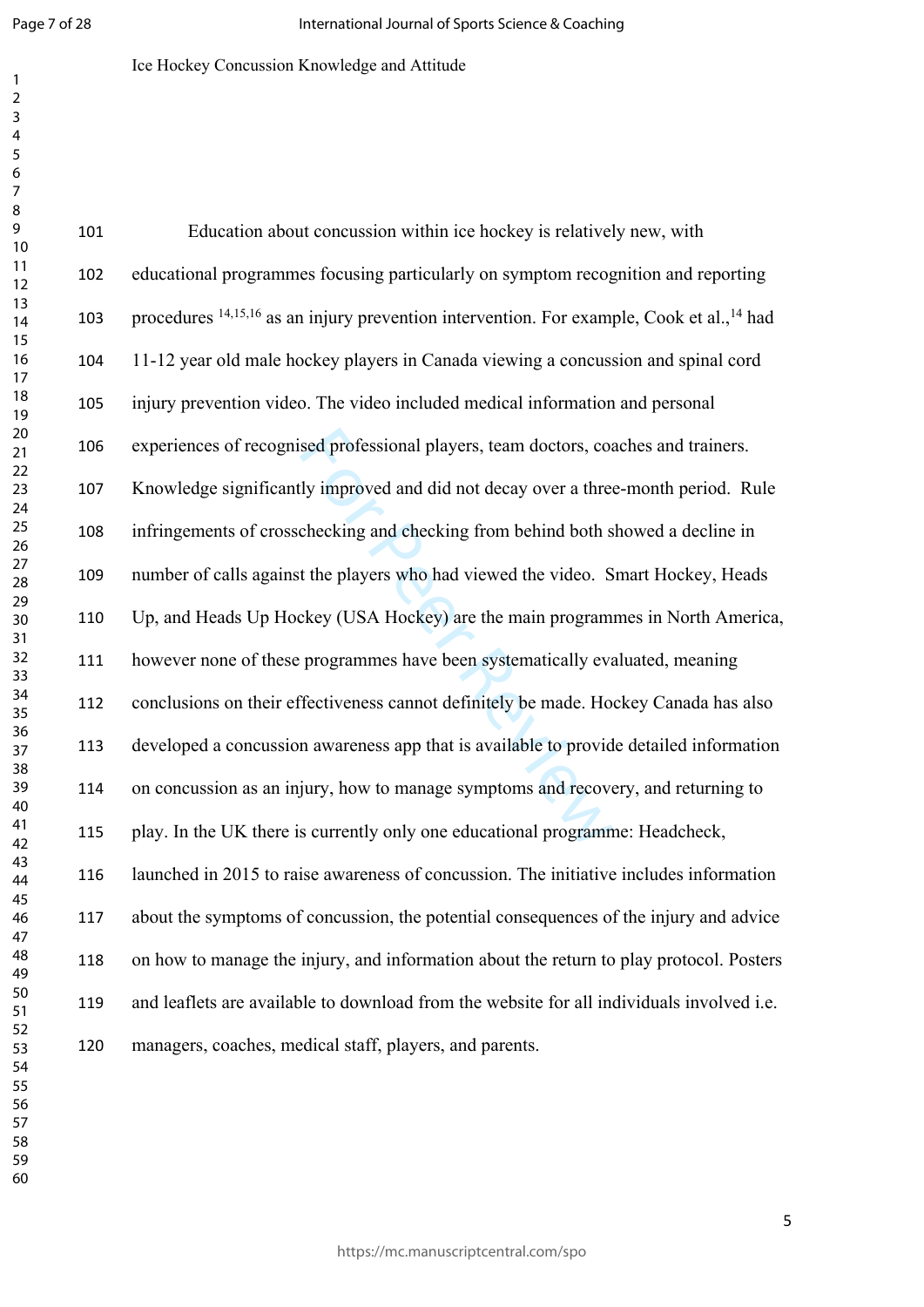Education about concussion within ice hockey is relatively new, with educational programmes focusing particularly on symptom recognition and reporting procedures [14,15,16] as an injury prevention intervention. For example, Cook et al.,[14] had 11-12 year old male hockey players in Canada viewing a concussion and spinal cord injury prevention video. The video included medical information and personal experiences of recognised professional players, team doctors, coaches and trainers. Knowledge significantly improved and did not decay over a three-month period. Rule infringements of crosschecking and checking from behind both showed a decline in number of calls against the players who had viewed the video. Smart Hockey, Heads Up, and Heads Up Hockey (USA Hockey) are the main programmes in North America, however none of these programmes have been systematically evaluated, meaning conclusions on their effectiveness cannot definitely be made. Hockey Canada has also developed a concussion awareness app that is available to provide detailed information on concussion as an injury, how to manage symptoms and recovery, and returning to play. In the UK there is currently only one educational programme: Headcheck, launched in 2015 to raise awareness of concussion. The initiative includes information about the symptoms of concussion, the potential consequences of the injury and advice on how to manage the injury, and information about the return to play protocol. Posters and leaflets are available to download from the website for all individuals involved i.e. managers, coaches, medical staff, players, and parents.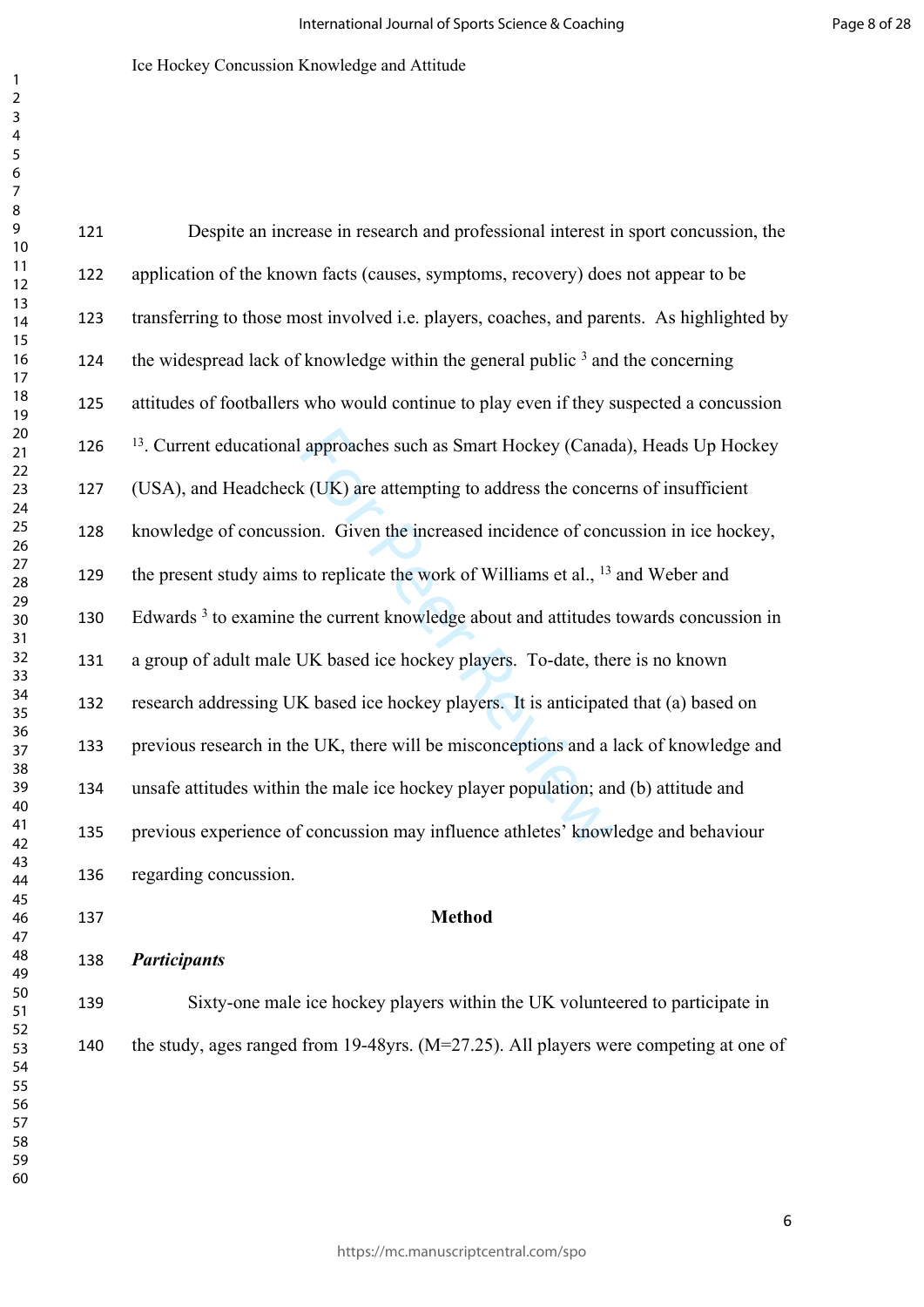Despite an increase in research and professional interest in sport concussion, the application of the known facts (causes, symptoms, recovery) does not appear to be transferring to those most involved i.e. players, coaches, and parents. As highlighted by the widespread lack of knowledge within the general public [3] and the concerning attitudes of footballers who would continue to play even if they suspected a concussion [13]. Current educational approaches such as Smart Hockey (Canada), Heads Up Hockey (USA), and Headcheck (UK) are attempting to address the concerns of insufficient knowledge of concussion. Given the increased incidence of concussion in ice hockey, the present study aims to replicate the work of Williams et al., [13] and Weber and Edwards [3] to examine the current knowledge about and attitudes towards concussion in a group of adult male UK based ice hockey players. To-date, there is no known research addressing UK based ice hockey players. It is anticipated that (a) based on previous research in the UK, there will be misconceptions and a lack of knowledge and unsafe attitudes within the male ice hockey player population; and (b) attitude and previous experience of concussion may influence athletes' knowledge and behaviour regarding concussion.

## Method

### *Participants*

Sixty-one male ice hockey players within the UK volunteered to participate in the study, ages ranged from 19-48yrs. (M=27.25). All players were competing at one of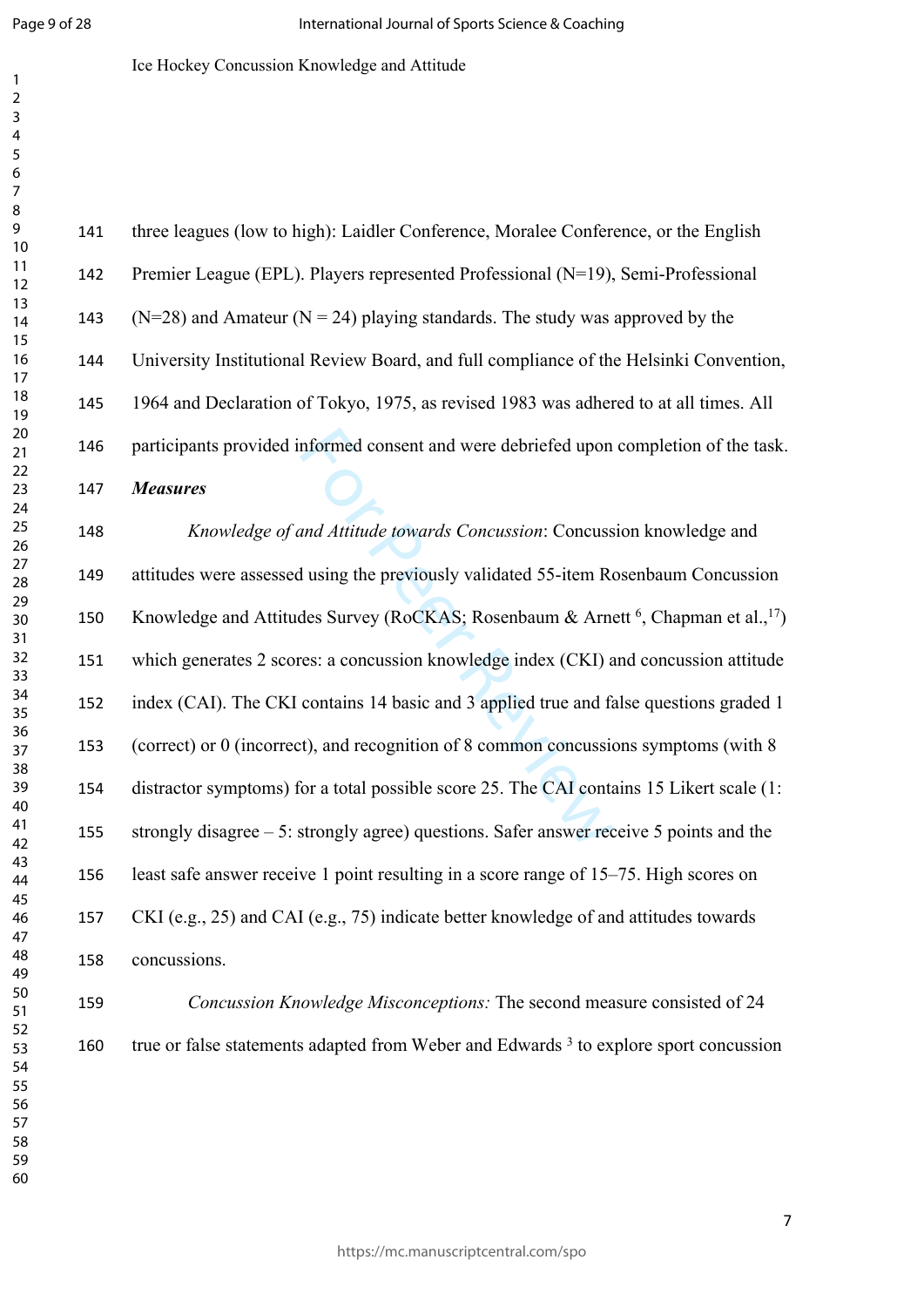three leagues (low to high): Laidler Conference, Moralee Conference, or the English Premier League (EPL). Players represented Professional (N=19), Semi-Professional (N=28) and Amateur (N = 24) playing standards. The study was approved by the University Institutional Review Board, and full compliance of the Helsinki Convention, 1964 and Declaration of Tokyo, 1975, as revised 1983 was adhered to at all times. All participants provided informed consent and were debriefed upon completion of the task.

***Measures***

*Knowledge of and Attitude towards Concussion*: Concussion knowledge and attitudes were assessed using the previously validated 55-item Rosenbaum Concussion Knowledge and Attitudes Survey (RoCKAS; Rosenbaum & Arnett [6], Chapman et al.,[17]) which generates 2 scores: a concussion knowledge index (CKI) and concussion attitude index (CAI). The CKI contains 14 basic and 3 applied true and false questions graded 1 (correct) or 0 (incorrect), and recognition of 8 common concussions symptoms (with 8 distractor symptoms) for a total possible score 25. The CAI contains 15 Likert scale (1: strongly disagree – 5: strongly agree) questions. Safer answer receive 5 points and the least safe answer receive 1 point resulting in a score range of 15–75. High scores on CKI (e.g., 25) and CAI (e.g., 75) indicate better knowledge of and attitudes towards concussions.

*Concussion Knowledge Misconceptions:* The second measure consisted of 24 true or false statements adapted from Weber and Edwards [3] to explore sport concussion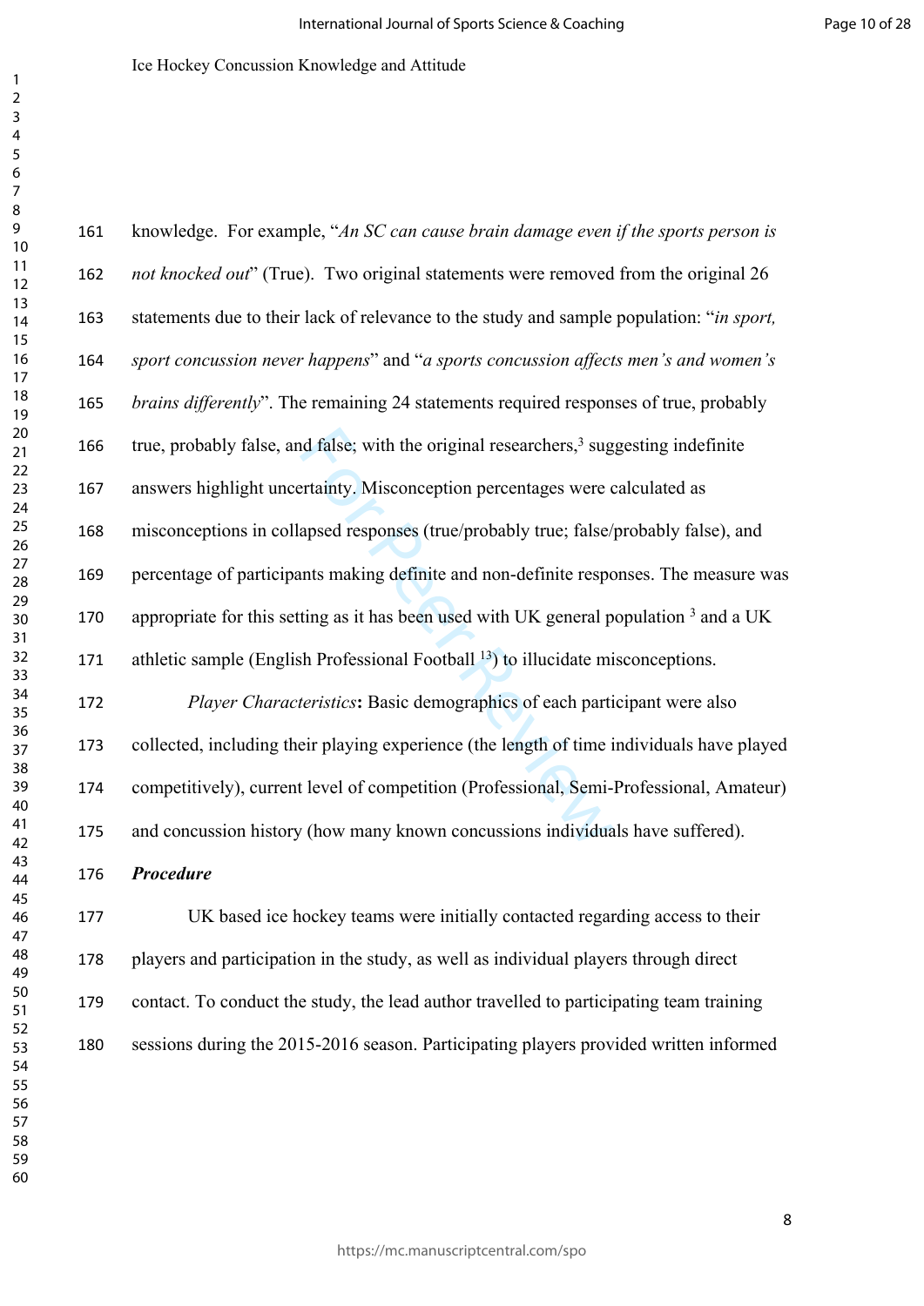knowledge. For example, "*An SC can cause brain damage even if the sports person is not knocked out*" (True). Two original statements were removed from the original 26 statements due to their lack of relevance to the study and sample population: "*in sport, sport concussion never happens*" and "*a sports concussion affects men's and women's brains differently*". The remaining 24 statements required responses of true, probably true, probably false, and false; with the original researchers,[3] suggesting indefinite answers highlight uncertainty. Misconception percentages were calculated as misconceptions in collapsed responses (true/probably true; false/probably false), and percentage of participants making definite and non-definite responses. The measure was appropriate for this setting as it has been used with UK general population [3] and a UK athletic sample (English Professional Football [13]) to illucidate misconceptions.

*Player Characteristics***:** Basic demographics of each participant were also collected, including their playing experience (the length of time individuals have played competitively), current level of competition (Professional, Semi-Professional, Amateur) and concussion history (how many known concussions individuals have suffered).

***Procedure***

UK based ice hockey teams were initially contacted regarding access to their players and participation in the study, as well as individual players through direct contact. To conduct the study, the lead author travelled to participating team training sessions during the 2015-2016 season. Participating players provided written informed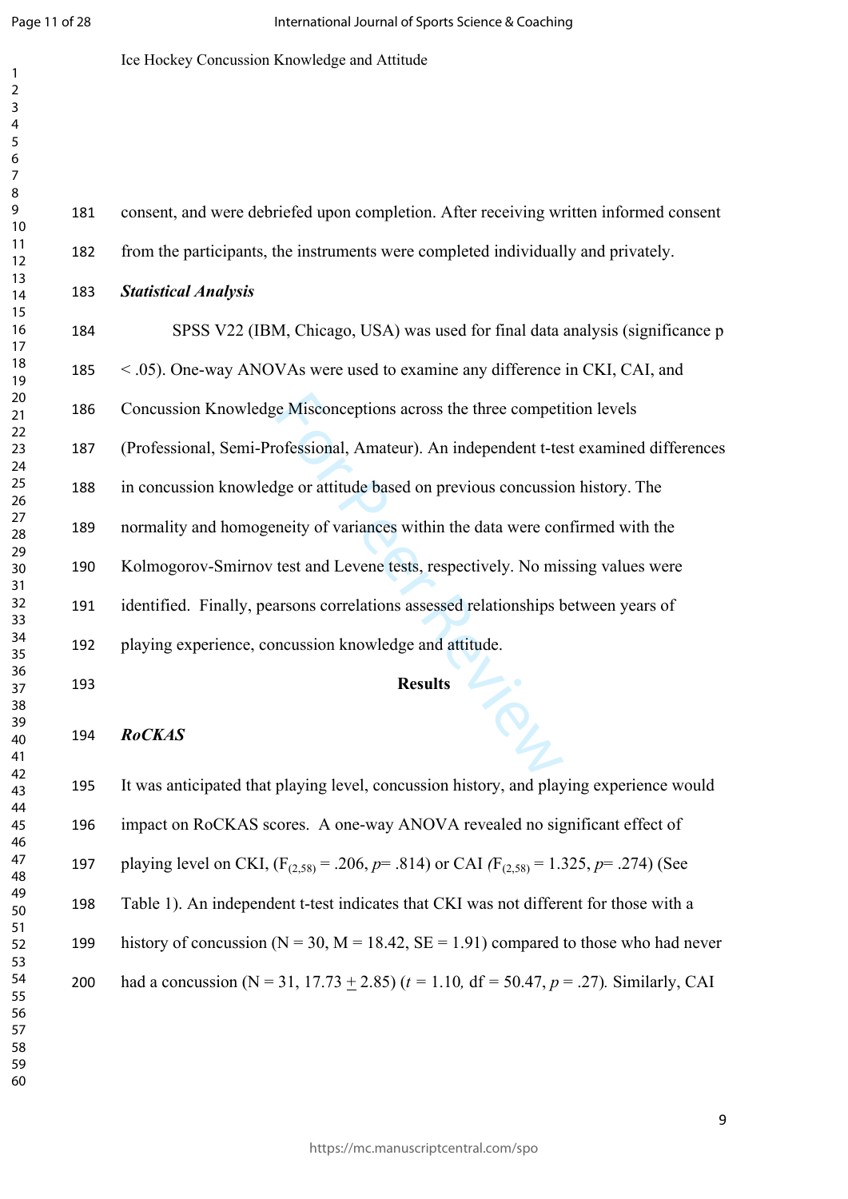consent, and were debriefed upon completion. After receiving written informed consent from the participants, the instruments were completed individually and privately.

***Statistical Analysis***

SPSS V22 (IBM, Chicago, USA) was used for final data analysis (significance $p < .05$). One-way ANOVAs were used to examine any difference in CKI, CAI, and Concussion Knowledge Misconceptions across the three competition levels (Professional, Semi-Professional, Amateur). An independent t-test examined differences in concussion knowledge or attitude based on previous concussion history. The normality and homogeneity of variances within the data were confirmed with the Kolmogorov-Smirnov test and Levene tests, respectively. No missing values were identified. Finally, pearsons correlations assessed relationships between years of playing experience, concussion knowledge and attitude.

## Results

***RoCKAS***

It was anticipated that playing level, concussion history, and playing experience would impact on RoCKAS scores. A one-way ANOVA revealed no significant effect of playing level on CKI, ($F_{(2,58)} = .206$, $p = .814$) or CAI ($F_{(2,58)} = 1.325$, $p = .274$) (See Table 1). An independent t-test indicates that CKI was not different for those with a history of concussion (N = 30, M = 18.42, SE = 1.91) compared to those who had never had a concussion (N = 31, 17.73 $\pm$ 2.85) ($t = 1.10$, df = 50.47, $p = .27$). Similarly, CAI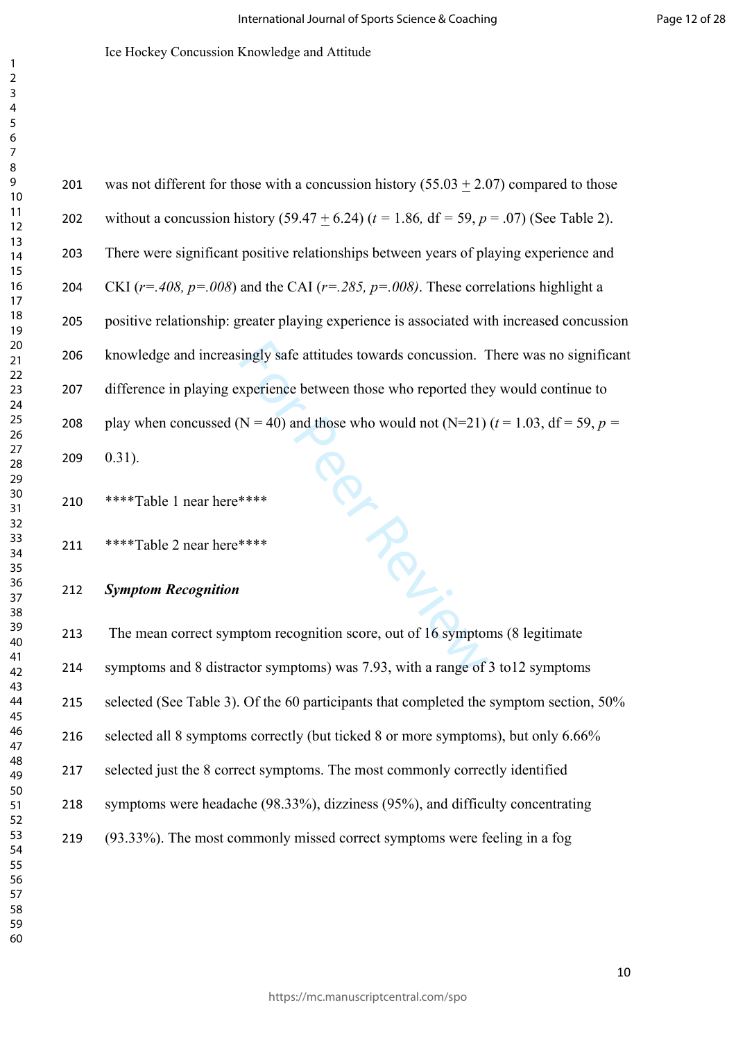was not different for those with a concussion history (55.03 $\pm$ 2.07) compared to those without a concussion history (59.47 $\pm$ 6.24) ($t$ = 1.86, df = 59, $p$ = .07) (See Table 2). There were significant positive relationships between years of playing experience and CKI (*r=.408, p=.008*) and the CAI (*r=.285, p=.008)*. These correlations highlight a positive relationship: greater playing experience is associated with increased concussion knowledge and increasingly safe attitudes towards concussion. There was no significant difference in playing experience between those who reported they would continue to play when concussed (N = 40) and those who would not (N=21) ($t$ = 1.03, df = 59, $p$ = 0.31).

****Table 1 near here****

****Table 2 near here****

***Symptom Recognition***

The mean correct symptom recognition score, out of 16 symptoms (8 legitimate symptoms and 8 distractor symptoms) was 7.93, with a range of 3 to12 symptoms selected (See Table 3). Of the 60 participants that completed the symptom section, 50% selected all 8 symptoms correctly (but ticked 8 or more symptoms), but only 6.66% selected just the 8 correct symptoms. The most commonly correctly identified symptoms were headache (98.33%), dizziness (95%), and difficulty concentrating (93.33%). The most commonly missed correct symptoms were feeling in a fog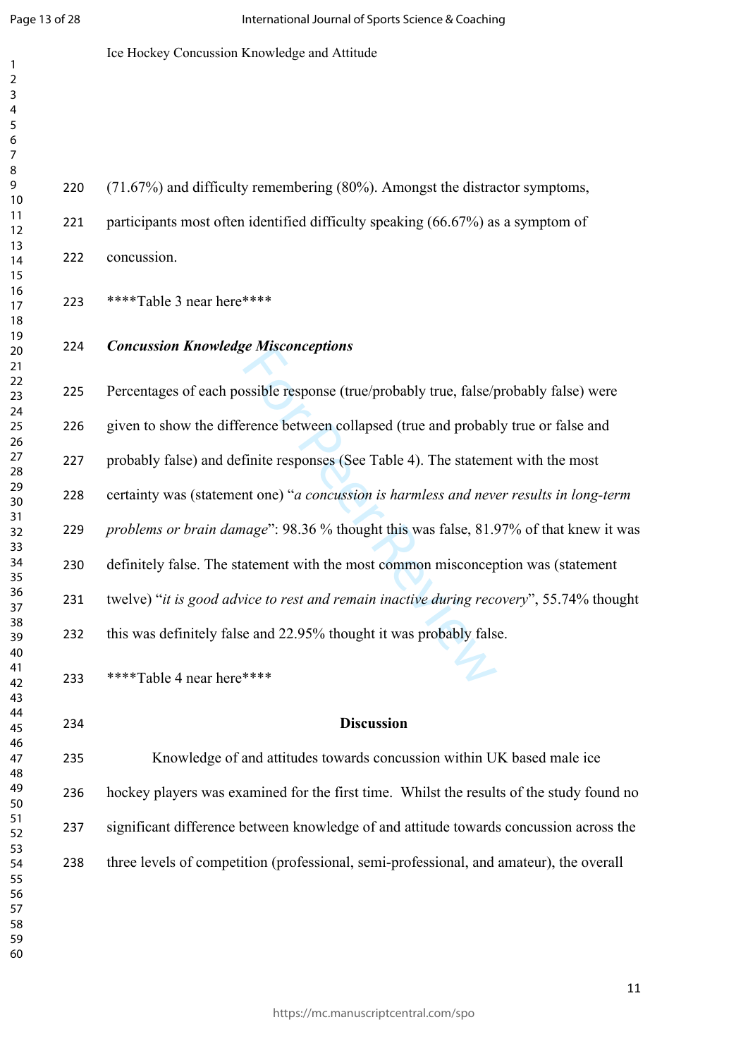(71.67%) and difficulty remembering (80%). Amongst the distractor symptoms, participants most often identified difficulty speaking (66.67%) as a symptom of concussion.

****Table 3 near here****

***Concussion Knowledge Misconceptions***

Percentages of each possible response (true/probably true, false/probably false) were given to show the difference between collapsed (true and probably true or false and probably false) and definite responses (See Table 4). The statement with the most certainty was (statement one) "*a concussion is harmless and never results in long-term problems or brain damage*": 98.36 % thought this was false, 81.97% of that knew it was definitely false. The statement with the most common misconception was (statement twelve) "*it is good advice to rest and remain inactive during recovery*", 55.74% thought this was definitely false and 22.95% thought it was probably false.

****Table 4 near here****

## Discussion

Knowledge of and attitudes towards concussion within UK based male ice hockey players was examined for the first time. Whilst the results of the study found no significant difference between knowledge of and attitude towards concussion across the three levels of competition (professional, semi-professional, and amateur), the overall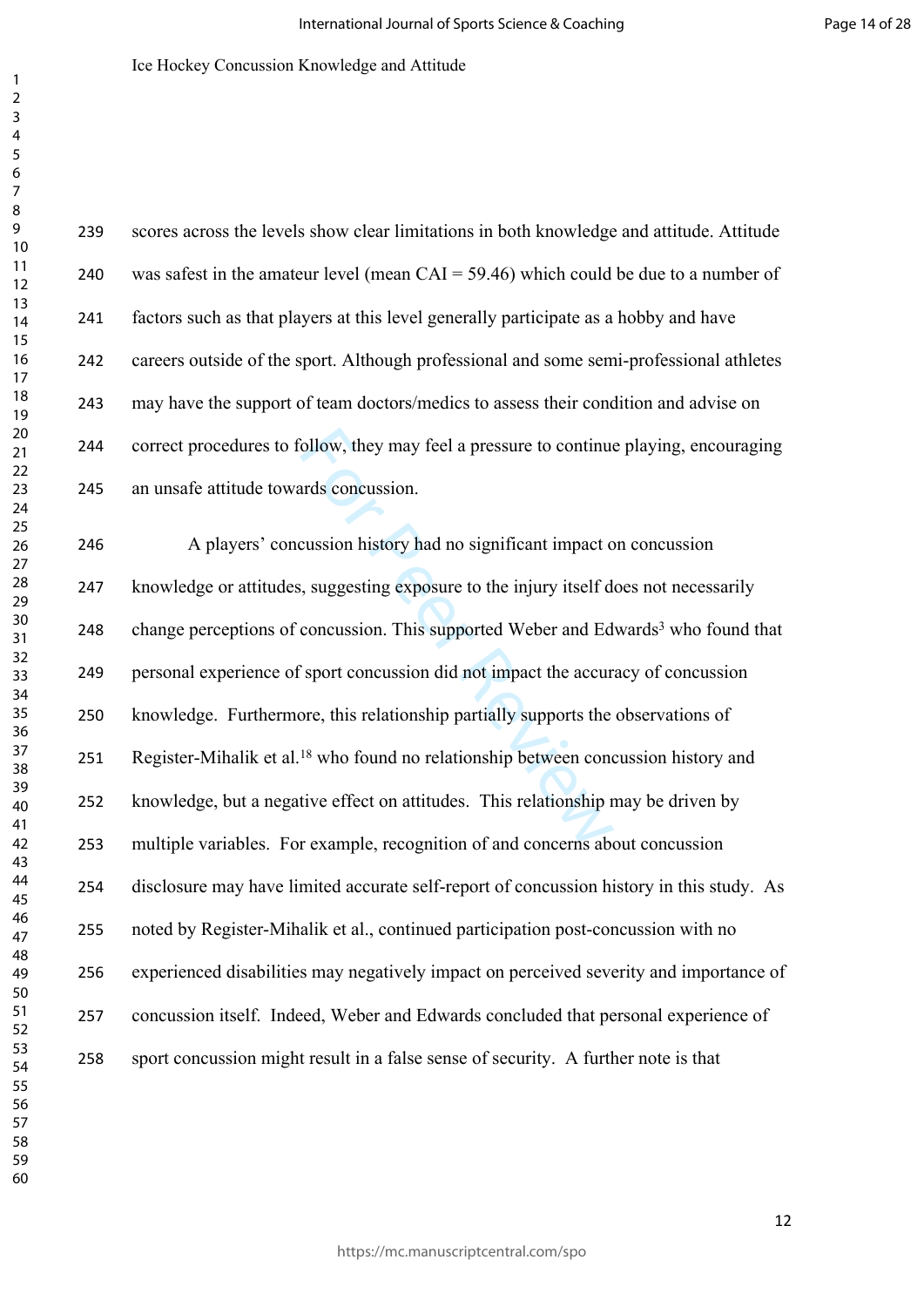scores across the levels show clear limitations in both knowledge and attitude. Attitude was safest in the amateur level (mean CAI = 59.46) which could be due to a number of factors such as that players at this level generally participate as a hobby and have careers outside of the sport. Although professional and some semi-professional athletes may have the support of team doctors/medics to assess their condition and advise on correct procedures to follow, they may feel a pressure to continue playing, encouraging an unsafe attitude towards concussion.

A players' concussion history had no significant impact on concussion knowledge or attitudes, suggesting exposure to the injury itself does not necessarily change perceptions of concussion. This supported Weber and Edwards[3] who found that personal experience of sport concussion did not impact the accuracy of concussion knowledge. Furthermore, this relationship partially supports the observations of Register-Mihalik et al.[18] who found no relationship between concussion history and knowledge, but a negative effect on attitudes. This relationship may be driven by multiple variables. For example, recognition of and concerns about concussion disclosure may have limited accurate self-report of concussion history in this study. As noted by Register-Mihalik et al., continued participation post-concussion with no experienced disabilities may negatively impact on perceived severity and importance of concussion itself. Indeed, Weber and Edwards concluded that personal experience of sport concussion might result in a false sense of security. A further note is that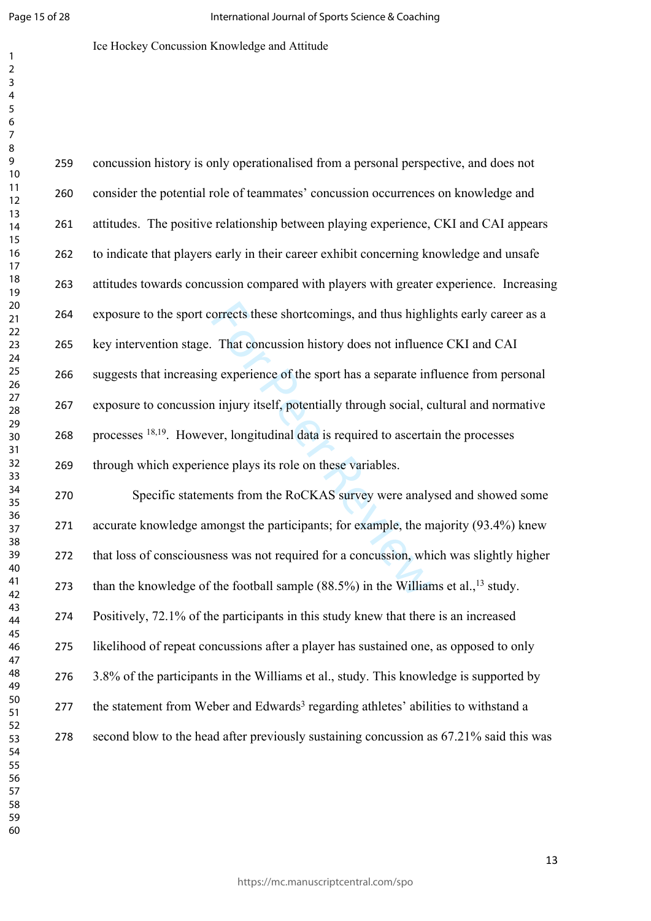concussion history is only operationalised from a personal perspective, and does not consider the potential role of teammates' concussion occurrences on knowledge and attitudes. The positive relationship between playing experience, CKI and CAI appears to indicate that players early in their career exhibit concerning knowledge and unsafe attitudes towards concussion compared with players with greater experience. Increasing exposure to the sport corrects these shortcomings, and thus highlights early career as a key intervention stage. That concussion history does not influence CKI and CAI suggests that increasing experience of the sport has a separate influence from personal exposure to concussion injury itself, potentially through social, cultural and normative processes [18,19]. However, longitudinal data is required to ascertain the processes through which experience plays its role on these variables.

Specific statements from the RoCKAS survey were analysed and showed some accurate knowledge amongst the participants; for example, the majority (93.4%) knew that loss of consciousness was not required for a concussion, which was slightly higher than the knowledge of the football sample (88.5%) in the Williams et al.,[13] study. Positively, 72.1% of the participants in this study knew that there is an increased likelihood of repeat concussions after a player has sustained one, as opposed to only 3.8% of the participants in the Williams et al., study. This knowledge is supported by the statement from Weber and Edwards[3] regarding athletes' abilities to withstand a second blow to the head after previously sustaining concussion as 67.21% said this was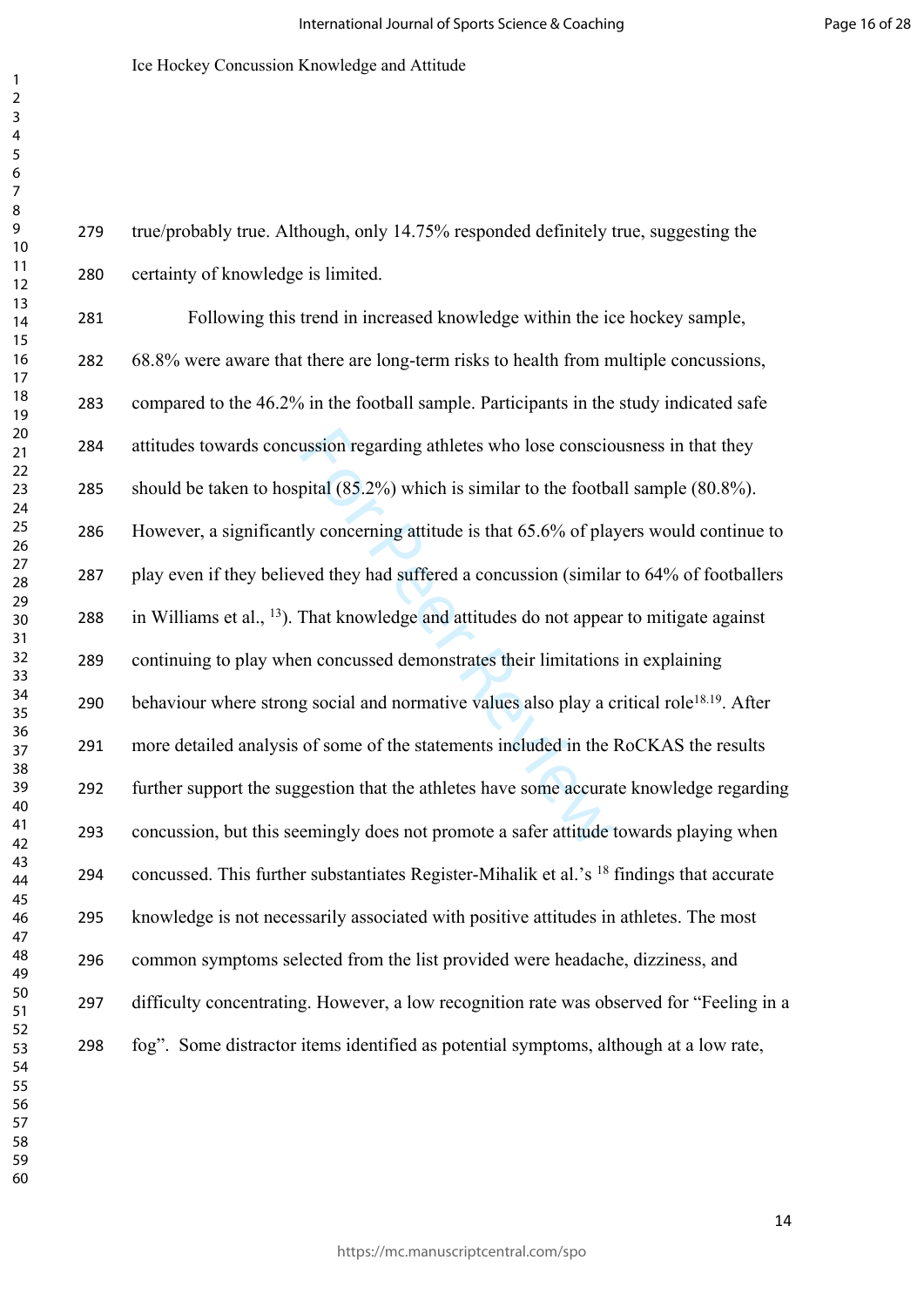true/probably true. Although, only 14.75% responded definitely true, suggesting the certainty of knowledge is limited.

Following this trend in increased knowledge within the ice hockey sample, 68.8% were aware that there are long-term risks to health from multiple concussions, compared to the 46.2% in the football sample. Participants in the study indicated safe attitudes towards concussion regarding athletes who lose consciousness in that they should be taken to hospital (85.2%) which is similar to the football sample (80.8%). However, a significantly concerning attitude is that 65.6% of players would continue to play even if they believed they had suffered a concussion (similar to 64% of footballers in Williams et al., [13]). That knowledge and attitudes do not appear to mitigate against continuing to play when concussed demonstrates their limitations in explaining behaviour where strong social and normative values also play a critical role[18.19]. After more detailed analysis of some of the statements included in the RoCKAS the results further support the suggestion that the athletes have some accurate knowledge regarding concussion, but this seemingly does not promote a safer attitude towards playing when concussed. This further substantiates Register-Mihalik et al.'s [18] findings that accurate knowledge is not necessarily associated with positive attitudes in athletes. The most common symptoms selected from the list provided were headache, dizziness, and difficulty concentrating. However, a low recognition rate was observed for "Feeling in a fog". Some distractor items identified as potential symptoms, although at a low rate,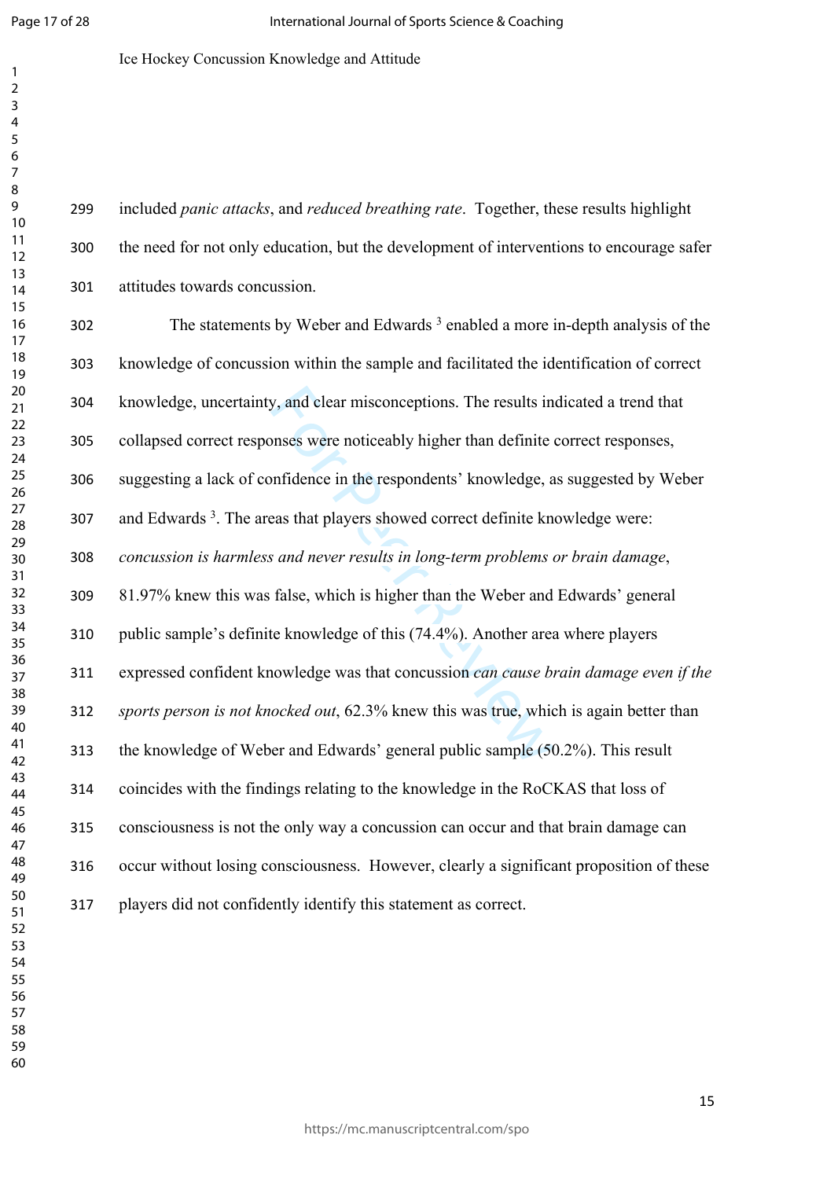included *panic attacks*, and *reduced breathing rate*. Together, these results highlight the need for not only education, but the development of interventions to encourage safer attitudes towards concussion.

The statements by Weber and Edwards [3] enabled a more in-depth analysis of the knowledge of concussion within the sample and facilitated the identification of correct knowledge, uncertainty, and clear misconceptions. The results indicated a trend that collapsed correct responses were noticeably higher than definite correct responses, suggesting a lack of confidence in the respondents' knowledge, as suggested by Weber and Edwards [3]. The areas that players showed correct definite knowledge were: *concussion is harmless and never results in long-term problems or brain damage*, 81.97% knew this was false, which is higher than the Weber and Edwards' general public sample's definite knowledge of this (74.4%). Another area where players expressed confident knowledge was that concussion *can cause brain damage even if the sports person is not knocked out*, 62.3% knew this was true, which is again better than the knowledge of Weber and Edwards' general public sample (50.2%). This result coincides with the findings relating to the knowledge in the RoCKAS that loss of consciousness is not the only way a concussion can occur and that brain damage can occur without losing consciousness. However, clearly a significant proposition of these players did not confidently identify this statement as correct.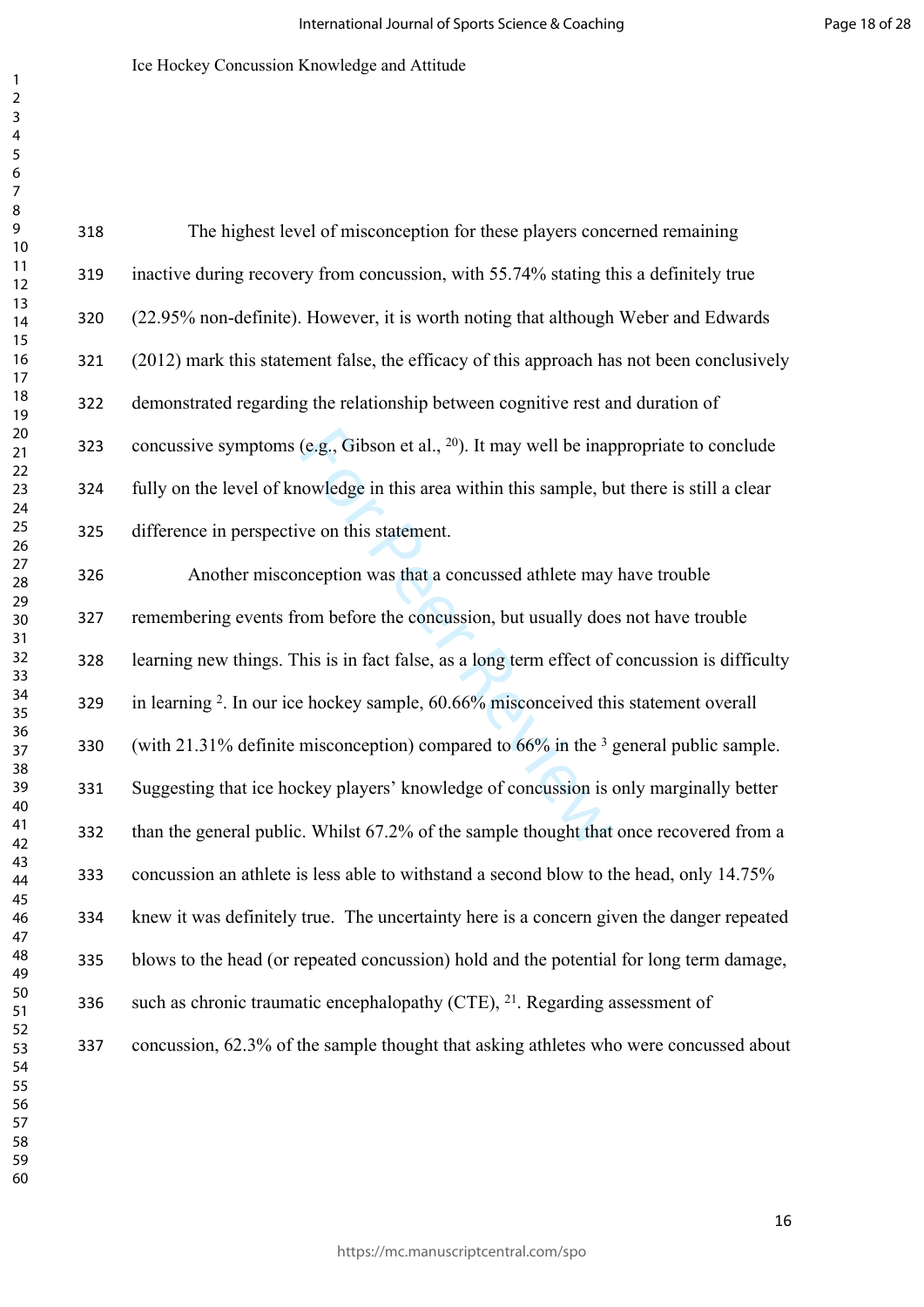The highest level of misconception for these players concerned remaining inactive during recovery from concussion, with 55.74% stating this a definitely true (22.95% non-definite). However, it is worth noting that although Weber and Edwards (2012) mark this statement false, the efficacy of this approach has not been conclusively demonstrated regarding the relationship between cognitive rest and duration of concussive symptoms (e.g., Gibson et al., [20]). It may well be inappropriate to conclude fully on the level of knowledge in this area within this sample, but there is still a clear difference in perspective on this statement.

Another misconception was that a concussed athlete may have trouble remembering events from before the concussion, but usually does not have trouble learning new things. This is in fact false, as a long term effect of concussion is difficulty in learning [2]. In our ice hockey sample, 60.66% misconceived this statement overall (with 21.31% definite misconception) compared to 66% in the [3] general public sample. Suggesting that ice hockey players' knowledge of concussion is only marginally better than the general public. Whilst 67.2% of the sample thought that once recovered from a concussion an athlete is less able to withstand a second blow to the head, only 14.75% knew it was definitely true. The uncertainty here is a concern given the danger repeated blows to the head (or repeated concussion) hold and the potential for long term damage, such as chronic traumatic encephalopathy (CTE), [21]. Regarding assessment of concussion, 62.3% of the sample thought that asking athletes who were concussed about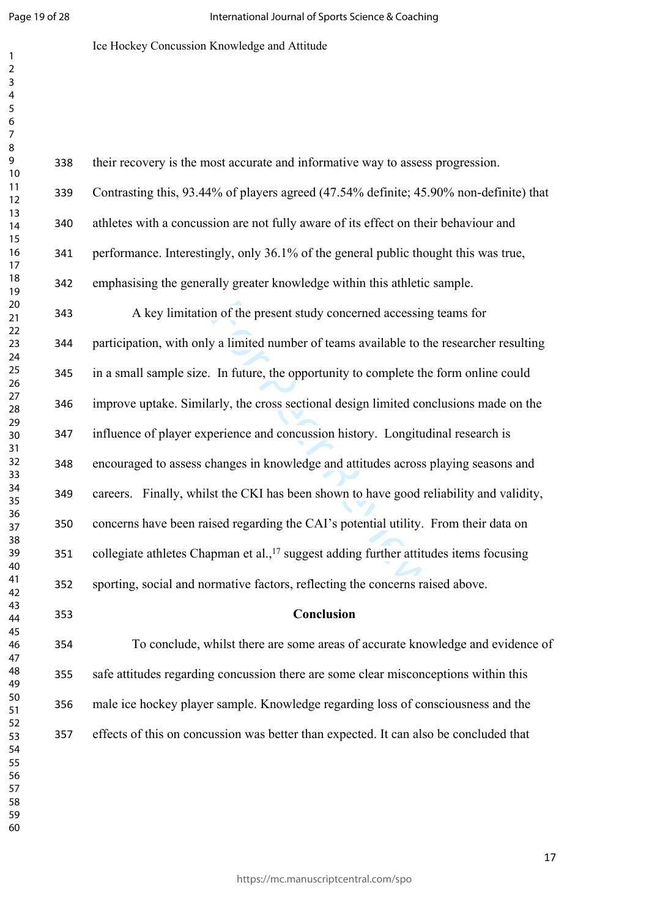their recovery is the most accurate and informative way to assess progression. Contrasting this, 93.44% of players agreed (47.54% definite; 45.90% non-definite) that athletes with a concussion are not fully aware of its effect on their behaviour and performance. Interestingly, only 36.1% of the general public thought this was true, emphasising the generally greater knowledge within this athletic sample.

A key limitation of the present study concerned accessing teams for participation, with only a limited number of teams available to the researcher resulting in a small sample size. In future, the opportunity to complete the form online could improve uptake. Similarly, the cross sectional design limited conclusions made on the influence of player experience and concussion history. Longitudinal research is encouraged to assess changes in knowledge and attitudes across playing seasons and careers. Finally, whilst the CKI has been shown to have good reliability and validity, concerns have been raised regarding the CAI's potential utility. From their data on collegiate athletes Chapman et al.,[17] suggest adding further attitudes items focusing sporting, social and normative factors, reflecting the concerns raised above.

## Conclusion

To conclude, whilst there are some areas of accurate knowledge and evidence of safe attitudes regarding concussion there are some clear misconceptions within this male ice hockey player sample. Knowledge regarding loss of consciousness and the effects of this on concussion was better than expected. It can also be concluded that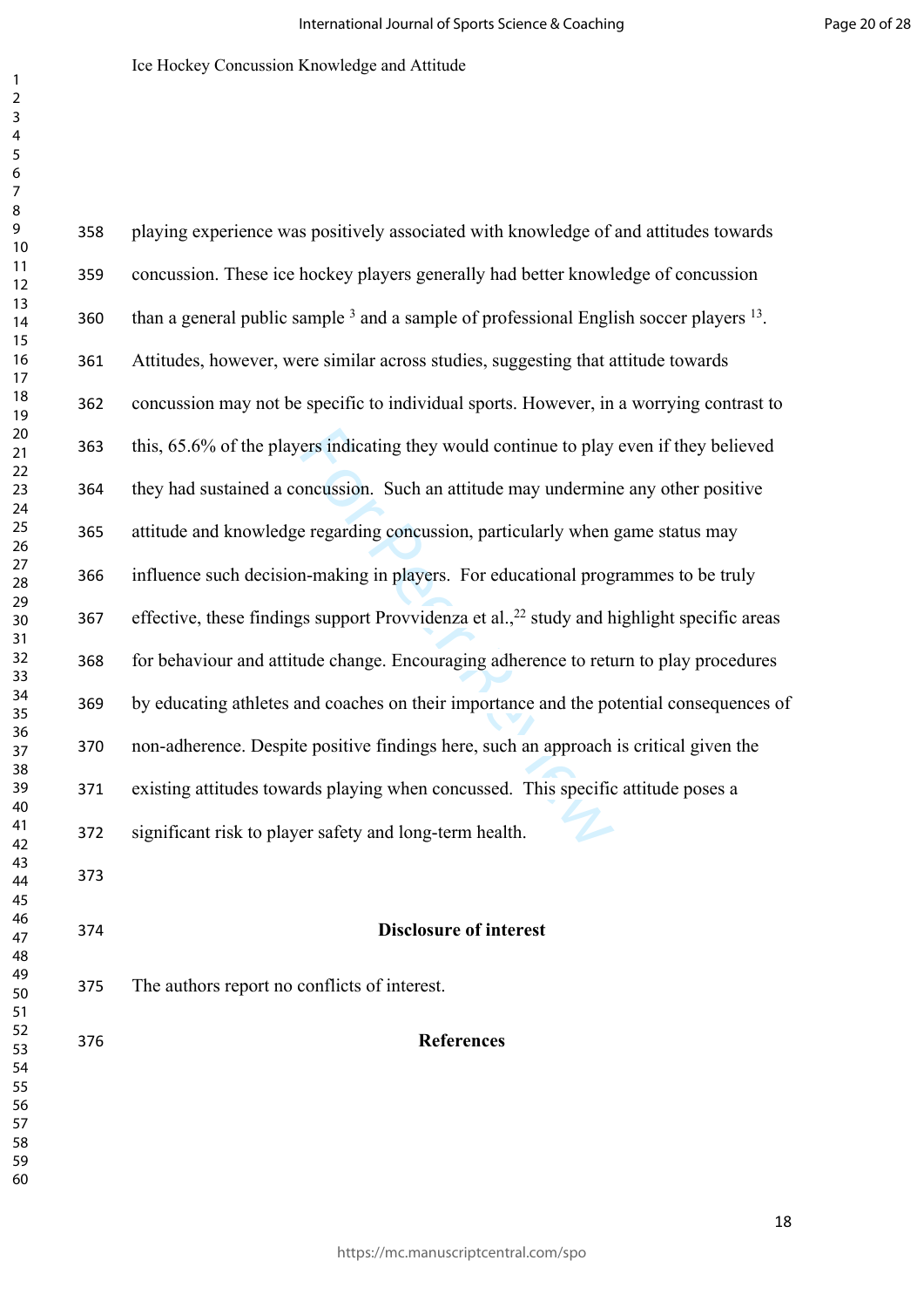playing experience was positively associated with knowledge of and attitudes towards concussion. These ice hockey players generally had better knowledge of concussion than a general public sample [3] and a sample of professional English soccer players [13]. Attitudes, however, were similar across studies, suggesting that attitude towards concussion may not be specific to individual sports. However, in a worrying contrast to this, 65.6% of the players indicating they would continue to play even if they believed they had sustained a concussion. Such an attitude may undermine any other positive attitude and knowledge regarding concussion, particularly when game status may influence such decision-making in players. For educational programmes to be truly effective, these findings support Provvidenza et al.,[22] study and highlight specific areas for behaviour and attitude change. Encouraging adherence to return to play procedures by educating athletes and coaches on their importance and the potential consequences of non-adherence. Despite positive findings here, such an approach is critical given the existing attitudes towards playing when concussed. This specific attitude poses a significant risk to player safety and long-term health.

## Disclosure of interest

The authors report no conflicts of interest.

## References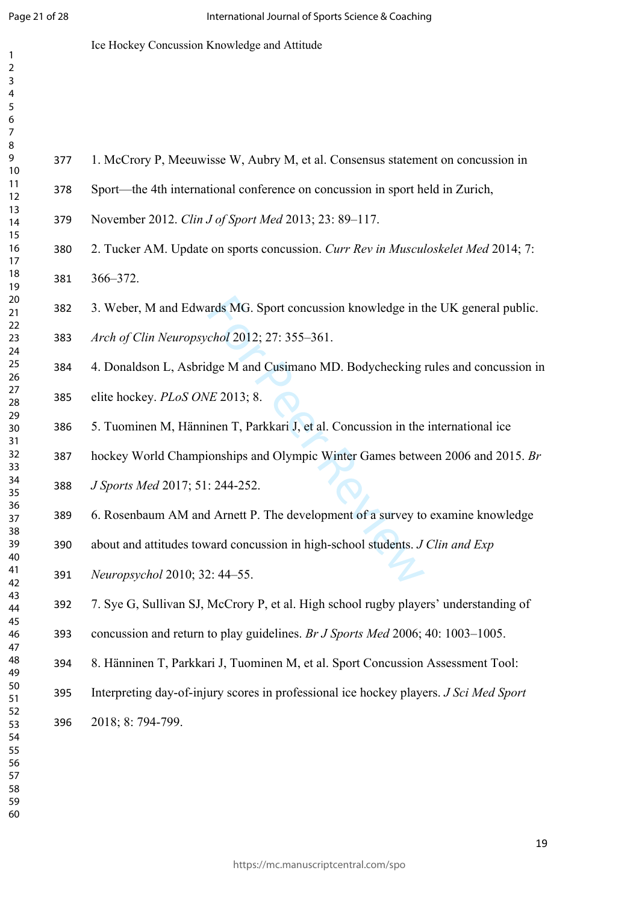1. McCrory P, Meeuwisse W, Aubry M, et al. Consensus statement on concussion in Sport—the 4th international conference on concussion in sport held in Zurich, November 2012. *Clin J of Sport Med* 2013; 23: 89–117.

2. Tucker AM. Update on sports concussion. *Curr Rev in Musculoskelet Med* 2014; 7: 366–372.

3. Weber, M and Edwards MG. Sport concussion knowledge in the UK general public. *Arch of Clin Neuropsychol* 2012; 27: 355–361.

4. Donaldson L, Asbridge M and Cusimano MD. Bodychecking rules and concussion in elite hockey. *PLoS ONE* 2013; 8.

5. Tuominen M, Hänninen T, Parkkari J, et al. Concussion in the international ice hockey World Championships and Olympic Winter Games between 2006 and 2015. *Br J Sports Med* 2017; 51: 244-252.

6. Rosenbaum AM and Arnett P. The development of a survey to examine knowledge about and attitudes toward concussion in high-school students. *J Clin and Exp Neuropsychol* 2010; 32: 44–55.

7. Sye G, Sullivan SJ, McCrory P, et al. High school rugby players' understanding of concussion and return to play guidelines. *Br J Sports Med* 2006; 40: 1003–1005.

8. Hänninen T, Parkkari J, Tuominen M, et al. Sport Concussion Assessment Tool: Interpreting day-of-injury scores in professional ice hockey players. *J Sci Med Sport* 2018; 8: 794-799.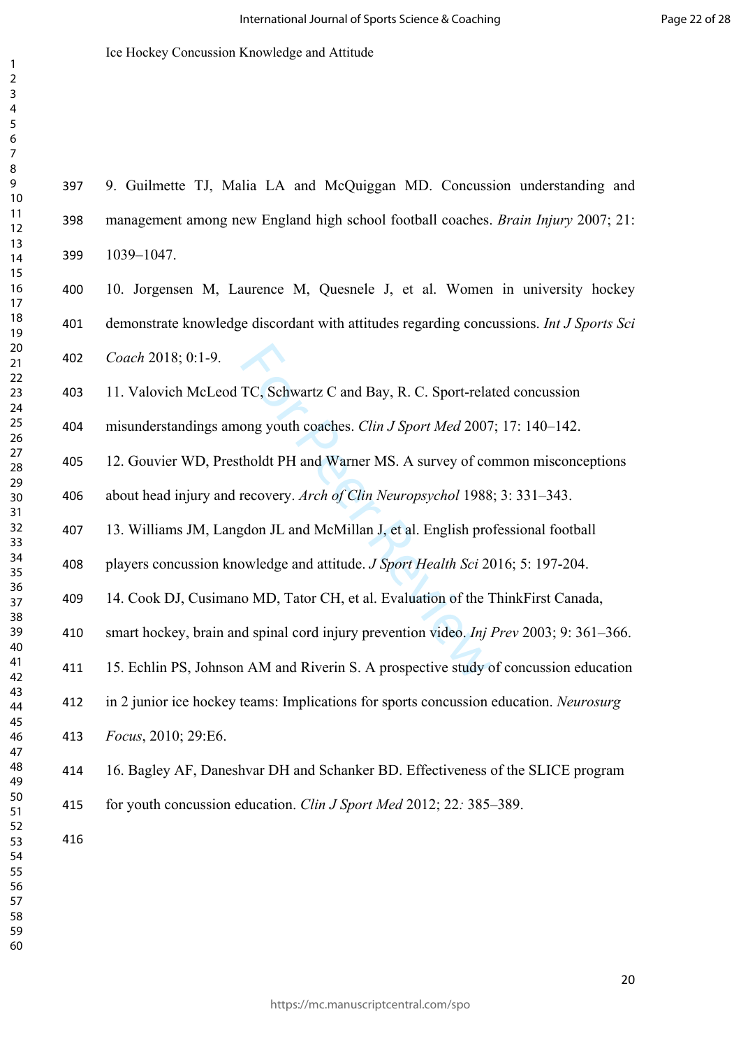9. Guilmette TJ, Malia LA and McQuiggan MD. Concussion understanding and management among new England high school football coaches. *Brain Injury* 2007; 21: 1039–1047.

10. Jorgensen M, Laurence M, Quesnele J, et al. Women in university hockey demonstrate knowledge discordant with attitudes regarding concussions. *Int J Sports Sci Coach* 2018; 0:1-9.

11. Valovich McLeod TC, Schwartz C and Bay, R. C. Sport-related concussion misunderstandings among youth coaches. *Clin J Sport Med* 2007; 17: 140–142.

12. Gouvier WD, Prestholdt PH and Warner MS. A survey of common misconceptions about head injury and recovery. *Arch of Clin Neuropsychol* 1988; 3: 331–343.

13. Williams JM, Langdon JL and McMillan J, et al. English professional football players concussion knowledge and attitude. *J Sport Health Sci* 2016; 5: 197-204.

14. Cook DJ, Cusimano MD, Tator CH, et al. Evaluation of the ThinkFirst Canada, smart hockey, brain and spinal cord injury prevention video. *Inj Prev* 2003; 9: 361–366.

15. Echlin PS, Johnson AM and Riverin S. A prospective study of concussion education in 2 junior ice hockey teams: Implications for sports concussion education. *Neurosurg Focus*, 2010; 29:E6.

16. Bagley AF, Daneshvar DH and Schanker BD. Effectiveness of the SLICE program for youth concussion education. *Clin J Sport Med* 2012; 22*:* 385–389.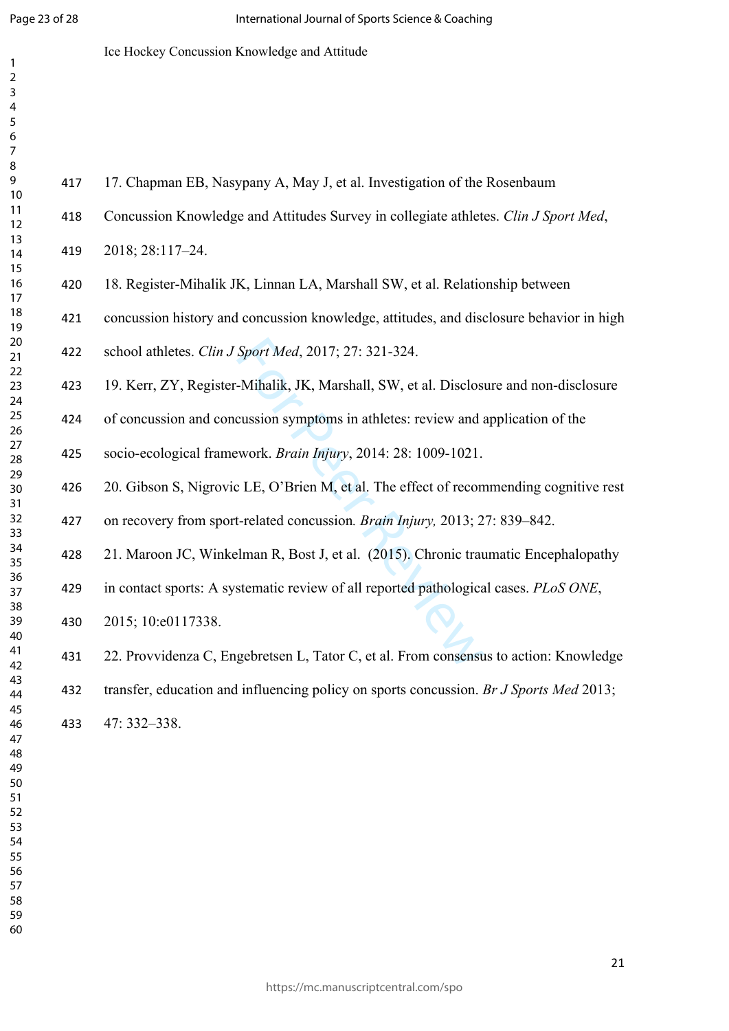17. Chapman EB, Nasypany A, May J, et al. Investigation of the Rosenbaum Concussion Knowledge and Attitudes Survey in collegiate athletes. *Clin J Sport Med*, 2018; 28:117–24.

18. Register-Mihalik JK, Linnan LA, Marshall SW, et al. Relationship between concussion history and concussion knowledge, attitudes, and disclosure behavior in high school athletes. *Clin J Sport Med*, 2017; 27: 321-324.

19. Kerr, ZY, Register-Mihalik, JK, Marshall, SW, et al. Disclosure and non-disclosure of concussion and concussion symptoms in athletes: review and application of the socio-ecological framework. *Brain Injury*, 2014: 28: 1009-1021.

20. Gibson S, Nigrovic LE, O'Brien M, et al. The effect of recommending cognitive rest on recovery from sport-related concussion. *Brain Injury,* 2013; 27: 839–842.

21. Maroon JC, Winkelman R, Bost J, et al. (2015). Chronic traumatic Encephalopathy in contact sports: A systematic review of all reported pathological cases. *PLoS ONE*, 2015; 10:e0117338.

22. Provvidenza C, Engebretsen L, Tator C, et al. From consensus to action: Knowledge transfer, education and influencing policy on sports concussion. *Br J Sports Med* 2013; 47: 332–338.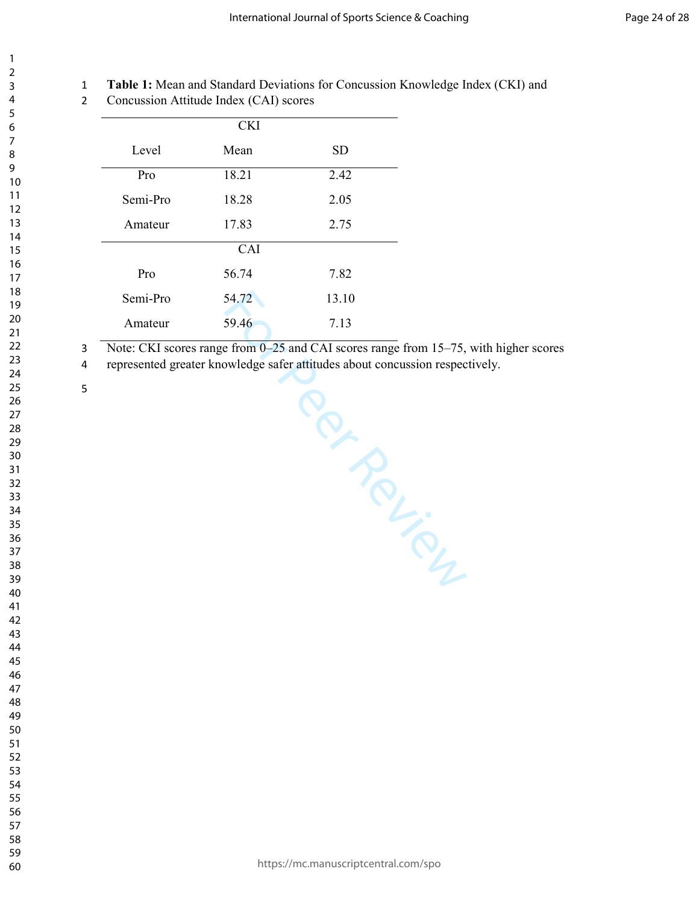**Table 1:** Mean and Standard Deviations for Concussion Knowledge Index (CKI) and Concussion Attitude Index (CAI) scores

| | CKI | |
|---|---|---|
| Level | Mean | SD |
| Pro | 18.21 | 2.42 |
| Semi-Pro | 18.28 | 2.05 |
| Amateur | 17.83 | 2.75 |
| | CAI | |
| Pro | 56.74 | 7.82 |
| Semi-Pro | 54.72 | 13.10 |
| Amateur | 59.46 | 7.13 |

Note: CKI scores range from 0–25 and CAI scores range from 15–75, with higher scores represented greater knowledge safer attitudes about concussion respectively.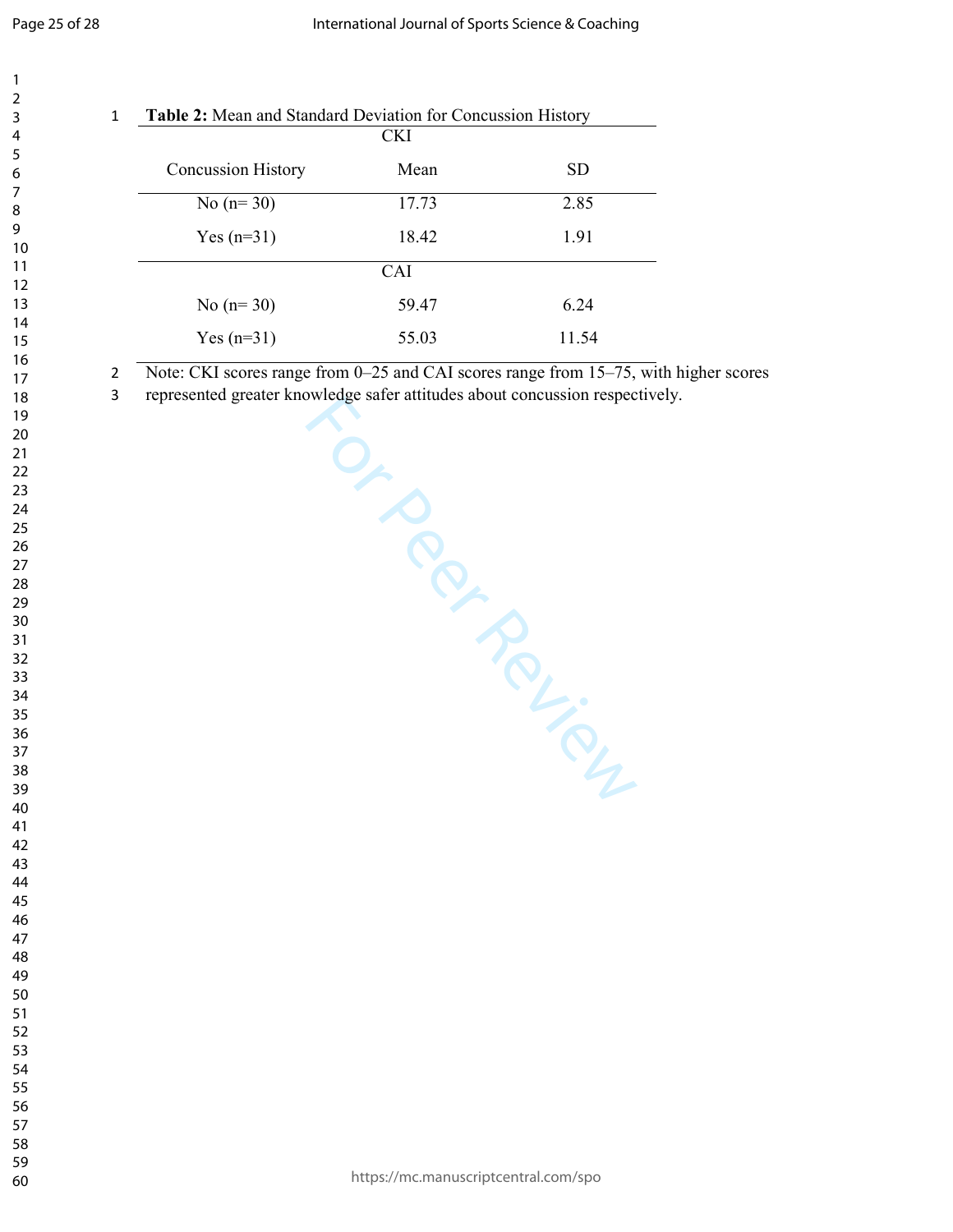**Table 2:** Mean and Standard Deviation for Concussion History

| Concussion History | Mean | SD |
|---|---|---|
| **CKI** | | |
| No (n= 30) | 17.73 | 2.85 |
| Yes (n=31) | 18.42 | 1.91 |
| **CAI** | | |
| No (n= 30) | 59.47 | 6.24 |
| Yes (n=31) | 55.03 | 11.54 |

Note: CKI scores range from 0–25 and CAI scores range from 15–75, with higher scores represented greater knowledge safer attitudes about concussion respectively.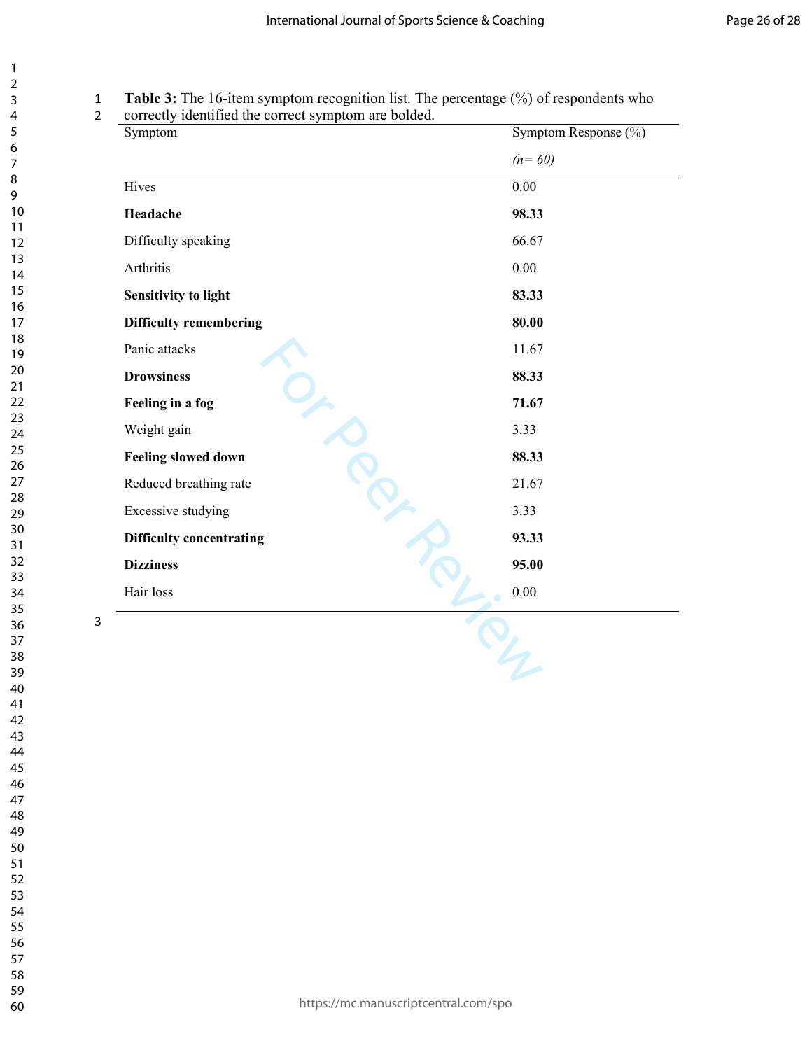**Table 3:** The 16-item symptom recognition list. The percentage (%) of respondents who correctly identified the correct symptom are bolded.

| Symptom | Symptom Response (%) *(n= 60)* |
|---|---|
| Hives | 0.00 |
| **Headache** | **98.33** |
| Difficulty speaking | 66.67 |
| Arthritis | 0.00 |
| **Sensitivity to light** | **83.33** |
| **Difficulty remembering** | **80.00** |
| Panic attacks | 11.67 |
| **Drowsiness** | **88.33** |
| **Feeling in a fog** | **71.67** |
| Weight gain | 3.33 |
| **Feeling slowed down** | **88.33** |
| Reduced breathing rate | 21.67 |
| Excessive studying | 3.33 |
| **Difficulty concentrating** | **93.33** |
| **Dizziness** | **95.00** |
| Hair loss | 0.00 |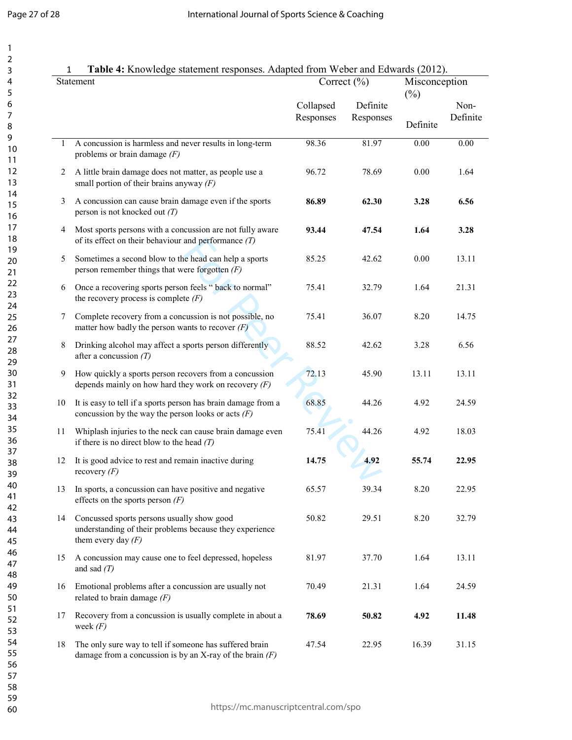**Table 4:** Knowledge statement responses. Adapted from Weber and Edwards (2012).

| | Statement | Correct (%) | | Misconception (%) | |
|---|---|---|---|---|---|
| | | Collapsed Responses | Definite Responses | Definite | Non-Definite |
| 1 | A concussion is harmless and never results in long-term problems or brain damage *(F)* | 98.36 | 81.97 | 0.00 | 0.00 |
| 2 | A little brain damage does not matter, as people use a small portion of their brains anyway *(F)* | 96.72 | 78.69 | 0.00 | 1.64 |
| 3 | A concussion can cause brain damage even if the sports person is not knocked out *(T)* | **86.89** | **62.30** | **3.28** | **6.56** |
| 4 | Most sports persons with a concussion are not fully aware of its effect on their behaviour and performance *(T)* | **93.44** | **47.54** | **1.64** | **3.28** |
| 5 | Sometimes a second blow to the head can help a sports person remember things that were forgotten *(F)* | 85.25 | 42.62 | 0.00 | 13.11 |
| 6 | Once a recovering sports person feels " back to normal" the recovery process is complete *(F)* | 75.41 | 32.79 | 1.64 | 21.31 |
| 7 | Complete recovery from a concussion is not possible, no matter how badly the person wants to recover *(F)* | 75.41 | 36.07 | 8.20 | 14.75 |
| 8 | Drinking alcohol may affect a sports person differently after a concussion *(T)* | 88.52 | 42.62 | 3.28 | 6.56 |
| 9 | How quickly a sports person recovers from a concussion depends mainly on how hard they work on recovery *(F)* | 72.13 | 45.90 | 13.11 | 13.11 |
| 10 | It is easy to tell if a sports person has brain damage from a concussion by the way the person looks or acts *(F)* | 68.85 | 44.26 | 4.92 | 24.59 |
| 11 | Whiplash injuries to the neck can cause brain damage even if there is no direct blow to the head *(T)* | 75.41 | 44.26 | 4.92 | 18.03 |
| 12 | It is good advice to rest and remain inactive during recovery *(F)* | **14.75** | **4.92** | **55.74** | **22.95** |
| 13 | In sports, a concussion can have positive and negative effects on the sports person *(F)* | 65.57 | 39.34 | 8.20 | 22.95 |
| 14 | Concussed sports persons usually show good understanding of their problems because they experience them every day *(F)* | 50.82 | 29.51 | 8.20 | 32.79 |
| 15 | A concussion may cause one to feel depressed, hopeless and sad *(T)* | 81.97 | 37.70 | 1.64 | 13.11 |
| 16 | Emotional problems after a concussion are usually not related to brain damage *(F)* | 70.49 | 21.31 | 1.64 | 24.59 |
| 17 | Recovery from a concussion is usually complete in about a week *(F)* | **78.69** | **50.82** | **4.92** | **11.48** |
| 18 | The only sure way to tell if someone has suffered brain damage from a concussion is by an X-ray of the brain *(F)* | 47.54 | 22.95 | 16.39 | 31.15 |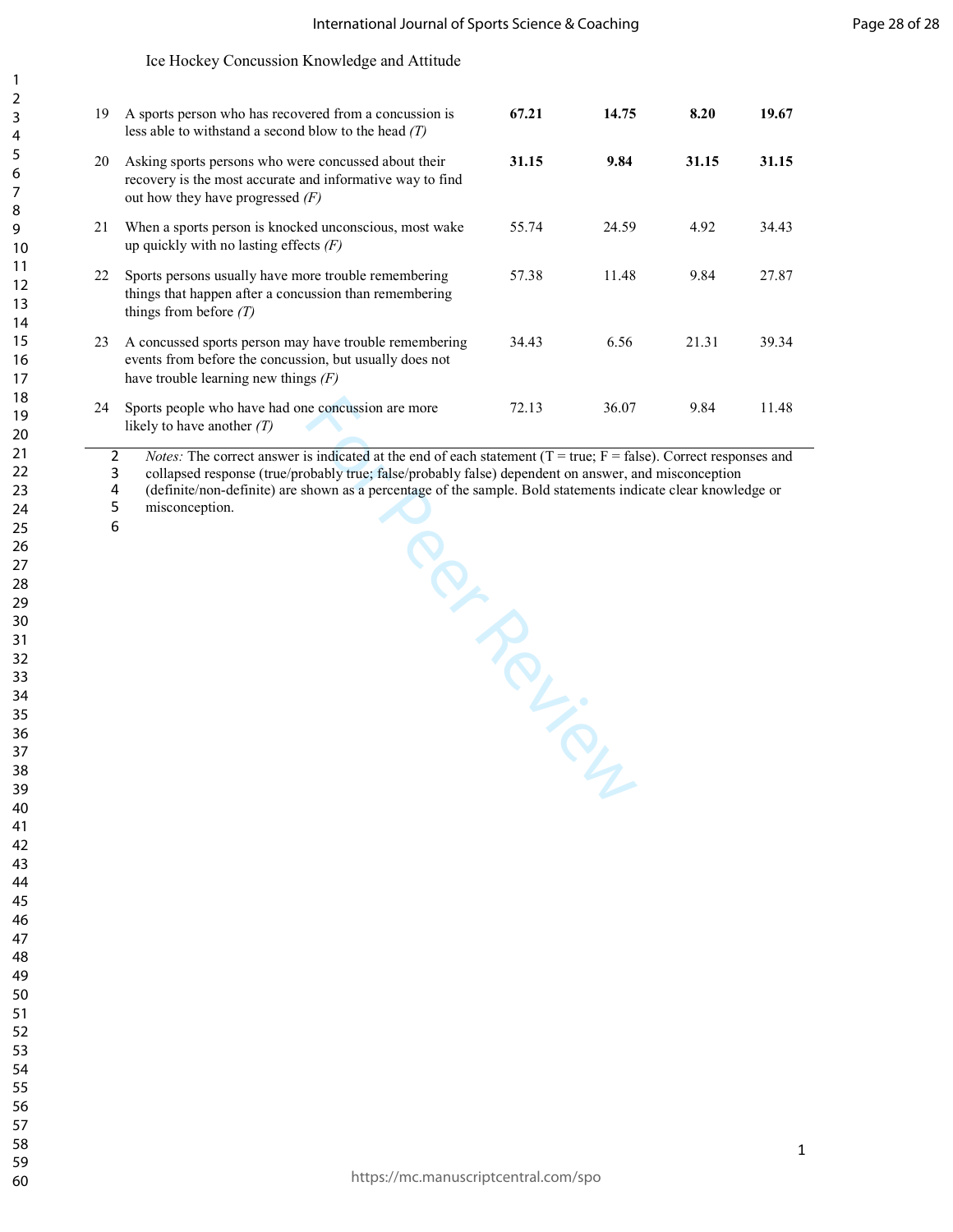| | | | | | |
|---|---|---|---|---|---|
| 19 | A sports person who has recovered from a concussion is less able to withstand a second blow to the head *(T)* | **67.21** | **14.75** | **8.20** | **19.67** |
| 20 | Asking sports persons who were concussed about their recovery is the most accurate and informative way to find out how they have progressed *(F)* | **31.15** | **9.84** | **31.15** | **31.15** |
| 21 | When a sports person is knocked unconscious, most wake up quickly with no lasting effects *(F)* | 55.74 | 24.59 | 4.92 | 34.43 |
| 22 | Sports persons usually have more trouble remembering things that happen after a concussion than remembering things from before *(T)* | 57.38 | 11.48 | 9.84 | 27.87 |
| 23 | A concussed sports person may have trouble remembering events from before the concussion, but usually does not have trouble learning new things *(F)* | 34.43 | 6.56 | 21.31 | 39.34 |
| 24 | Sports people who have had one concussion are more likely to have another *(T)* | 72.13 | 36.07 | 9.84 | 11.48 |

*Notes:* The correct answer is indicated at the end of each statement (T = true; F = false). Correct responses and collapsed response (true/probably true; false/probably false) dependent on answer, and misconception (definite/non-definite) are shown as a percentage of the sample. Bold statements indicate clear knowledge or misconception.